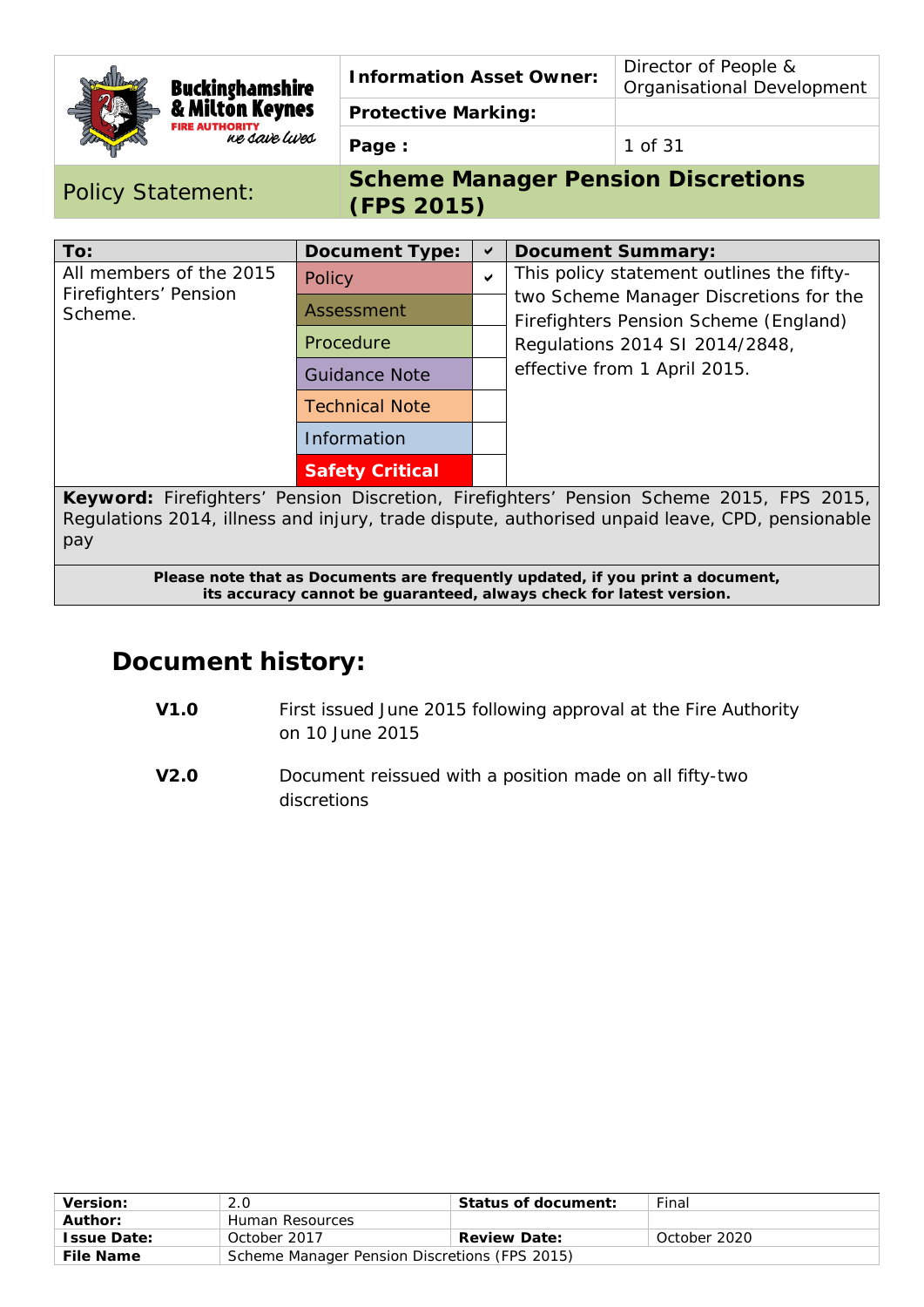| | | |
|---|---|---|
| Buckinghamshire & Milton Keynes FIRE AUTHORITY we save lives | **Information Asset Owner:** | Director of People & Organisational Development |
| | **Protective Marking:** | |
| | **Page :** | 1 of 31 |
| Policy Statement: | **Scheme Manager Pension Discretions (FPS 2015)** | |

| To: | Document Type: | ✔ | Document Summary: |
|---|---|---|---|
| All members of the 2015 Firefighters' Pension Scheme. | Policy | ✔ | This policy statement outlines the fifty-two Scheme Manager Discretions for the Firefighters Pension Scheme (England) Regulations 2014 SI 2014/2848, effective from 1 April 2015. |
| | Assessment | | |
| | Procedure | | |
| | Guidance Note | | |
| | Technical Note | | |
| | Information | | |
| | **Safety Critical** | | |

**Keyword:** Firefighters' Pension Discretion, Firefighters' Pension Scheme 2015, FPS 2015, Regulations 2014, illness and injury, trade dispute, authorised unpaid leave, CPD, pensionable pay

**Please note that as Documents are frequently updated, if you print a document, its accuracy cannot be guaranteed, always check for latest version.**

## Document history:

**V1.0** First issued June 2015 following approval at the Fire Authority on 10 June 2015

**V2.0** Document reissued with a position made on all fifty-two discretions

| | | | |
|---|---|---|---|
| **Version:** | 2.0 | **Status of document:** | Final |
| **Author:** | Human Resources | | |
| **Issue Date:** | October 2017 | **Review Date:** | October 2020 |
| **File Name** | Scheme Manager Pension Discretions (FPS 2015) | | |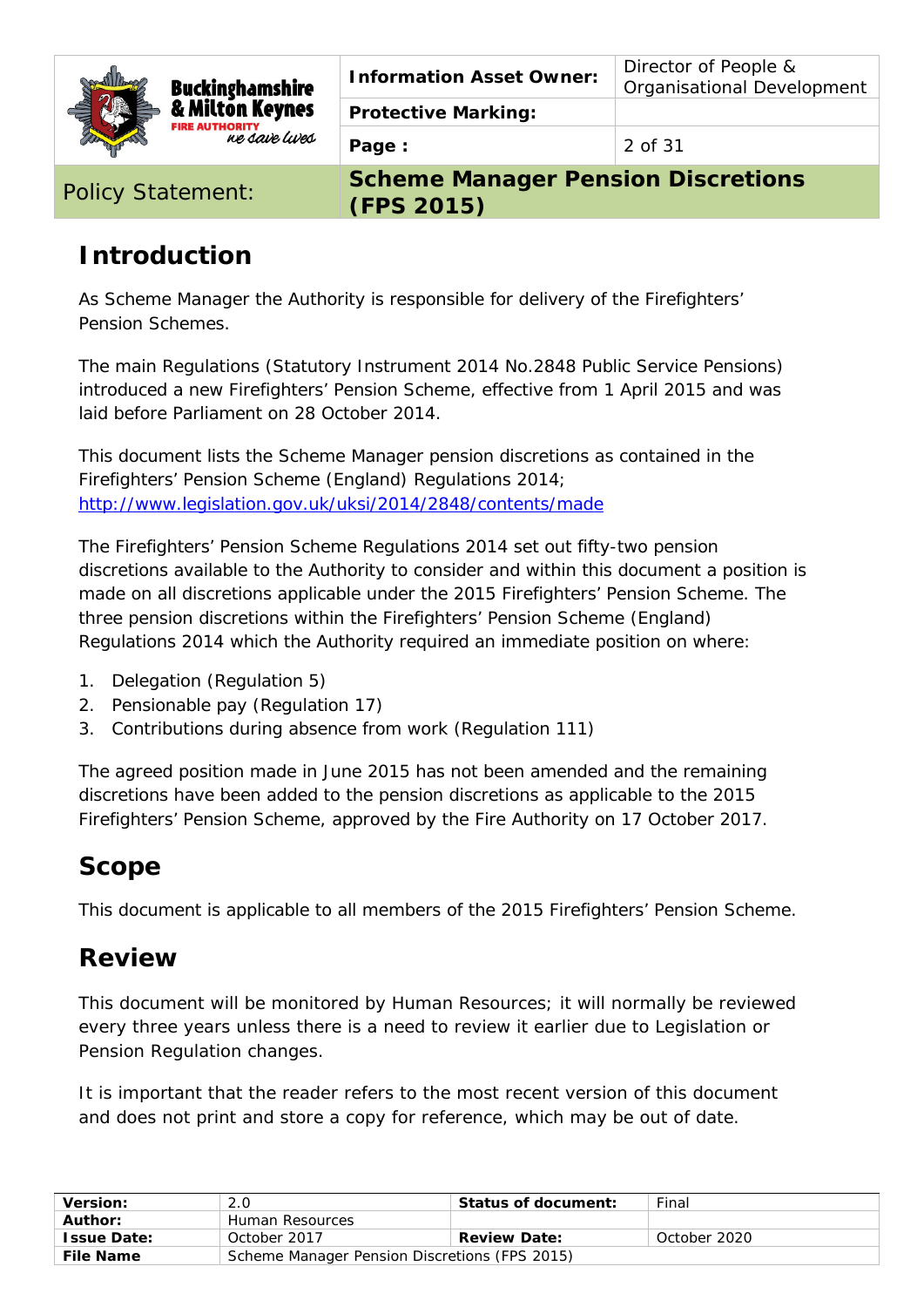# Introduction

As Scheme Manager the Authority is responsible for delivery of the Firefighters' Pension Schemes.

The main Regulations (Statutory Instrument 2014 No.2848 Public Service Pensions) introduced a new Firefighters' Pension Scheme, effective from 1 April 2015 and was laid before Parliament on 28 October 2014.

This document lists the Scheme Manager pension discretions as contained in the Firefighters' Pension Scheme (England) Regulations 2014; http://www.legislation.gov.uk/uksi/2014/2848/contents/made

The Firefighters' Pension Scheme Regulations 2014 set out fifty-two pension discretions available to the Authority to consider and within this document a position is made on all discretions applicable under the 2015 Firefighters' Pension Scheme. The three pension discretions within the Firefighters' Pension Scheme (England) Regulations 2014 which the Authority required an immediate position on where:

1. Delegation (Regulation 5)
2. Pensionable pay (Regulation 17)
3. Contributions during absence from work (Regulation 111)

The agreed position made in June 2015 has not been amended and the remaining discretions have been added to the pension discretions as applicable to the 2015 Firefighters' Pension Scheme, approved by the Fire Authority on 17 October 2017.

# Scope

This document is applicable to all members of the 2015 Firefighters' Pension Scheme.

# Review

This document will be monitored by Human Resources; it will normally be reviewed every three years unless there is a need to review it earlier due to Legislation or Pension Regulation changes.

It is important that the reader refers to the most recent version of this document and does not print and store a copy for reference, which may be out of date.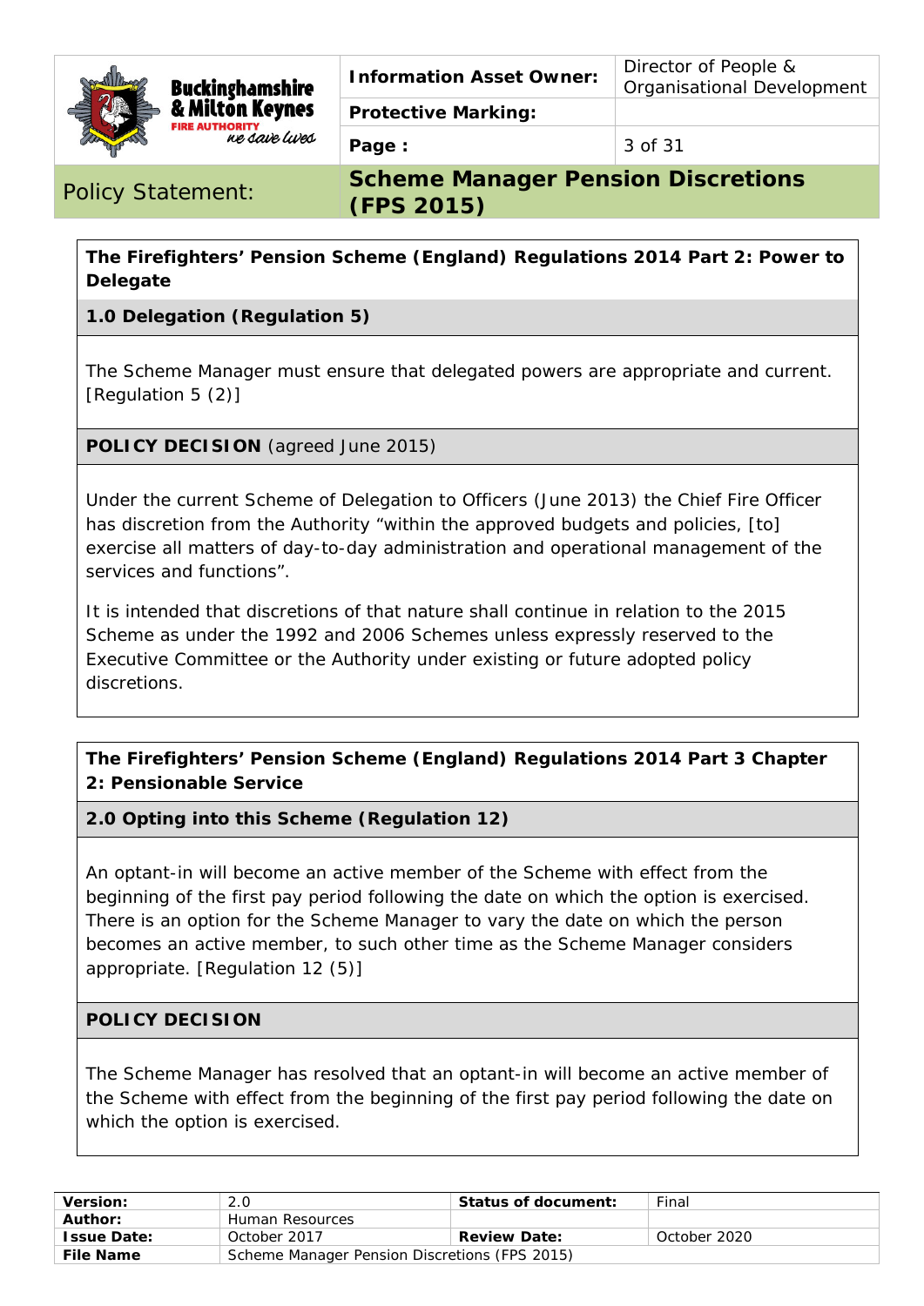**The Firefighters' Pension Scheme (England) Regulations 2014 Part 2: Power to Delegate**

**1.0 Delegation (Regulation 5)**

The Scheme Manager must ensure that delegated powers are appropriate and current. [Regulation 5 (2)]

**POLICY DECISION** (agreed June 2015)

Under the current Scheme of Delegation to Officers (June 2013) the Chief Fire Officer has discretion from the Authority "within the approved budgets and policies, [to] exercise all matters of day-to-day administration and operational management of the services and functions".

It is intended that discretions of that nature shall continue in relation to the 2015 Scheme as under the 1992 and 2006 Schemes unless expressly reserved to the Executive Committee or the Authority under existing or future adopted policy discretions.

**The Firefighters' Pension Scheme (England) Regulations 2014 Part 3 Chapter 2: Pensionable Service**

**2.0 Opting into this Scheme (Regulation 12)**

An optant-in will become an active member of the Scheme with effect from the beginning of the first pay period following the date on which the option is exercised. There is an option for the Scheme Manager to vary the date on which the person becomes an active member, to such other time as the Scheme Manager considers appropriate. [Regulation 12 (5)]

**POLICY DECISION**

The Scheme Manager has resolved that an optant-in will become an active member of the Scheme with effect from the beginning of the first pay period following the date on which the option is exercised.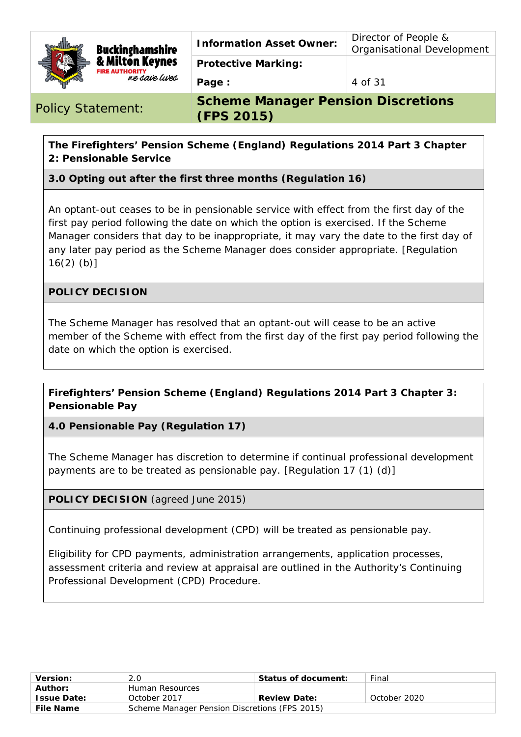**The Firefighters' Pension Scheme (England) Regulations 2014 Part 3 Chapter 2: Pensionable Service**

**3.0 Opting out after the first three months (Regulation 16)**

An optant-out ceases to be in pensionable service with effect from the first day of the first pay period following the date on which the option is exercised. If the Scheme Manager considers that day to be inappropriate, it may vary the date to the first day of any later pay period as the Scheme Manager does consider appropriate. [Regulation 16(2) (b)]

**POLICY DECISION**

The Scheme Manager has resolved that an optant-out will cease to be an active member of the Scheme with effect from the first day of the first pay period following the date on which the option is exercised.

**Firefighters' Pension Scheme (England) Regulations 2014 Part 3 Chapter 3: Pensionable Pay**

**4.0 Pensionable Pay (Regulation 17)**

The Scheme Manager has discretion to determine if continual professional development payments are to be treated as pensionable pay. [Regulation 17 (1) (d)]

**POLICY DECISION** (agreed June 2015)

Continuing professional development (CPD) will be treated as pensionable pay.

Eligibility for CPD payments, administration arrangements, application processes, assessment criteria and review at appraisal are outlined in the Authority's Continuing Professional Development (CPD) Procedure.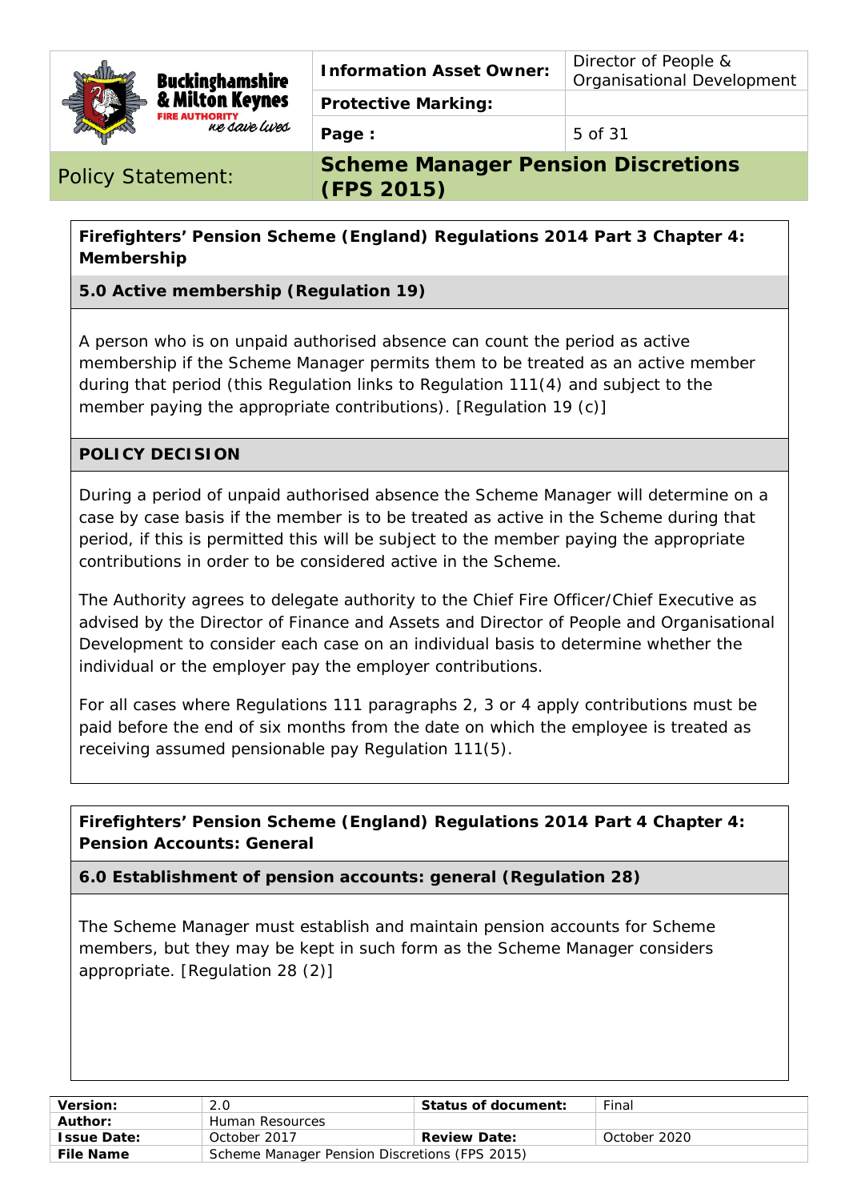**Firefighters' Pension Scheme (England) Regulations 2014 Part 3 Chapter 4: Membership**

**5.0 Active membership (Regulation 19)**

A person who is on unpaid authorised absence can count the period as active membership if the Scheme Manager permits them to be treated as an active member during that period (this Regulation links to Regulation 111(4) and subject to the member paying the appropriate contributions). [Regulation 19 (c)]

**POLICY DECISION**

During a period of unpaid authorised absence the Scheme Manager will determine on a case by case basis if the member is to be treated as active in the Scheme during that period, if this is permitted this will be subject to the member paying the appropriate contributions in order to be considered active in the Scheme.

The Authority agrees to delegate authority to the Chief Fire Officer/Chief Executive as advised by the Director of Finance and Assets and Director of People and Organisational Development to consider each case on an individual basis to determine whether the individual or the employer pay the employer contributions.

For all cases where Regulations 111 paragraphs 2, 3 or 4 apply contributions must be paid before the end of six months from the date on which the employee is treated as receiving assumed pensionable pay Regulation 111(5).

**Firefighters' Pension Scheme (England) Regulations 2014 Part 4 Chapter 4: Pension Accounts: General**

**6.0 Establishment of pension accounts: general (Regulation 28)**

The Scheme Manager must establish and maintain pension accounts for Scheme members, but they may be kept in such form as the Scheme Manager considers appropriate. [Regulation 28 (2)]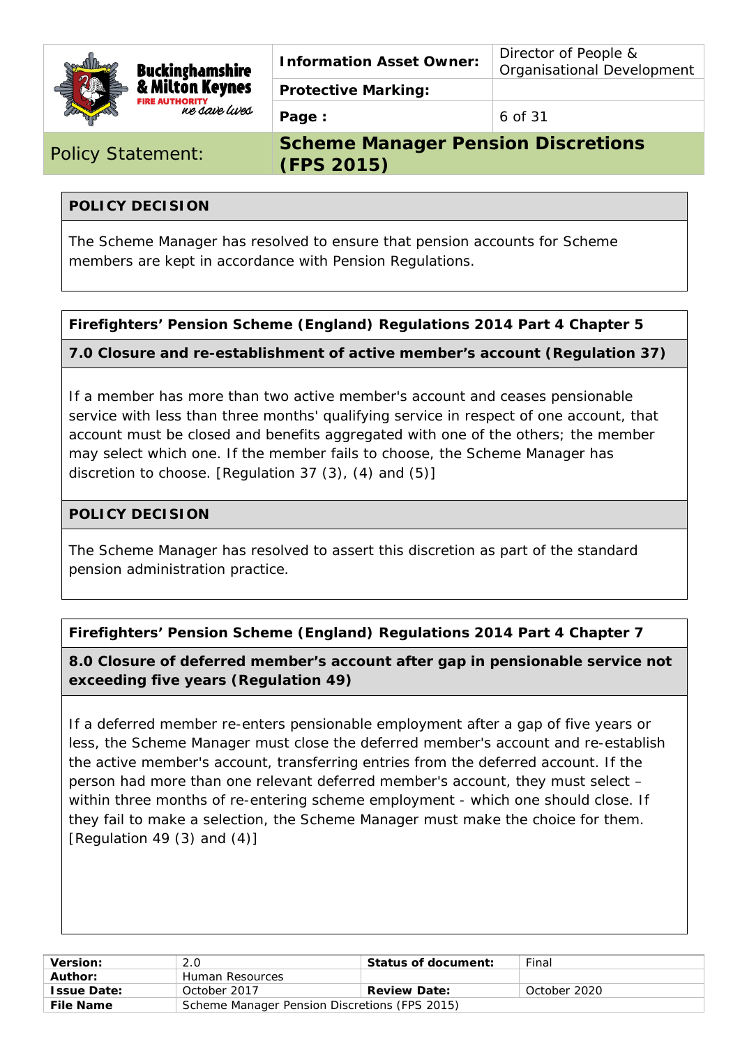**POLICY DECISION**

The Scheme Manager has resolved to ensure that pension accounts for Scheme members are kept in accordance with Pension Regulations.

**Firefighters' Pension Scheme (England) Regulations 2014 Part 4 Chapter 5**

**7.0 Closure and re-establishment of active member's account (Regulation 37)**

If a member has more than two active member's account and ceases pensionable service with less than three months' qualifying service in respect of one account, that account must be closed and benefits aggregated with one of the others; the member may select which one. If the member fails to choose, the Scheme Manager has discretion to choose. [Regulation 37 (3), (4) and (5)]

**POLICY DECISION**

The Scheme Manager has resolved to assert this discretion as part of the standard pension administration practice.

**Firefighters' Pension Scheme (England) Regulations 2014 Part 4 Chapter 7**

**8.0 Closure of deferred member's account after gap in pensionable service not exceeding five years (Regulation 49)**

If a deferred member re-enters pensionable employment after a gap of five years or less, the Scheme Manager must close the deferred member's account and re-establish the active member's account, transferring entries from the deferred account. If the person had more than one relevant deferred member's account, they must select – within three months of re-entering scheme employment - which one should close. If they fail to make a selection, the Scheme Manager must make the choice for them. [Regulation 49 (3) and (4)]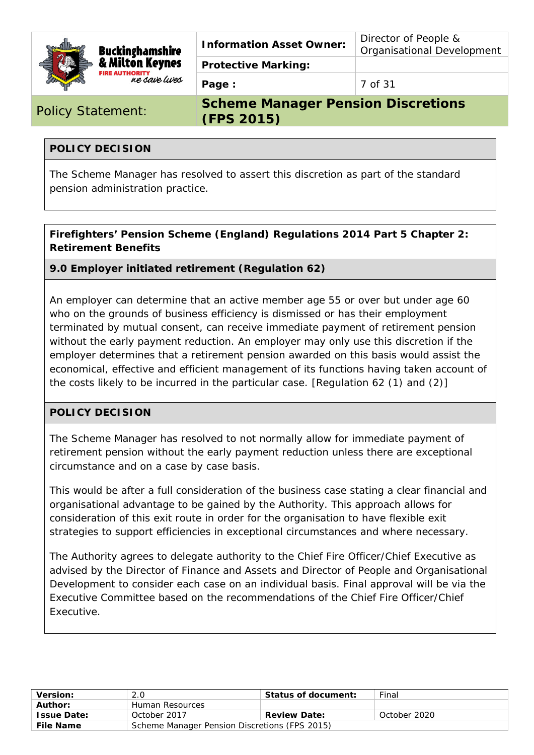**POLICY DECISION**

The Scheme Manager has resolved to assert this discretion as part of the standard pension administration practice.

**Firefighters' Pension Scheme (England) Regulations 2014 Part 5 Chapter 2: Retirement Benefits**

**9.0 Employer initiated retirement (Regulation 62)**

An employer can determine that an active member age 55 or over but under age 60 who on the grounds of business efficiency is dismissed or has their employment terminated by mutual consent, can receive immediate payment of retirement pension without the early payment reduction. An employer may only use this discretion if the employer determines that a retirement pension awarded on this basis would assist the economical, effective and efficient management of its functions having taken account of the costs likely to be incurred in the particular case. [Regulation 62 (1) and (2)]

**POLICY DECISION**

The Scheme Manager has resolved to not normally allow for immediate payment of retirement pension without the early payment reduction unless there are exceptional circumstance and on a case by case basis.

This would be after a full consideration of the business case stating a clear financial and organisational advantage to be gained by the Authority. This approach allows for consideration of this exit route in order for the organisation to have flexible exit strategies to support efficiencies in exceptional circumstances and where necessary.

The Authority agrees to delegate authority to the Chief Fire Officer/Chief Executive as advised by the Director of Finance and Assets and Director of People and Organisational Development to consider each case on an individual basis. Final approval will be via the Executive Committee based on the recommendations of the Chief Fire Officer/Chief Executive.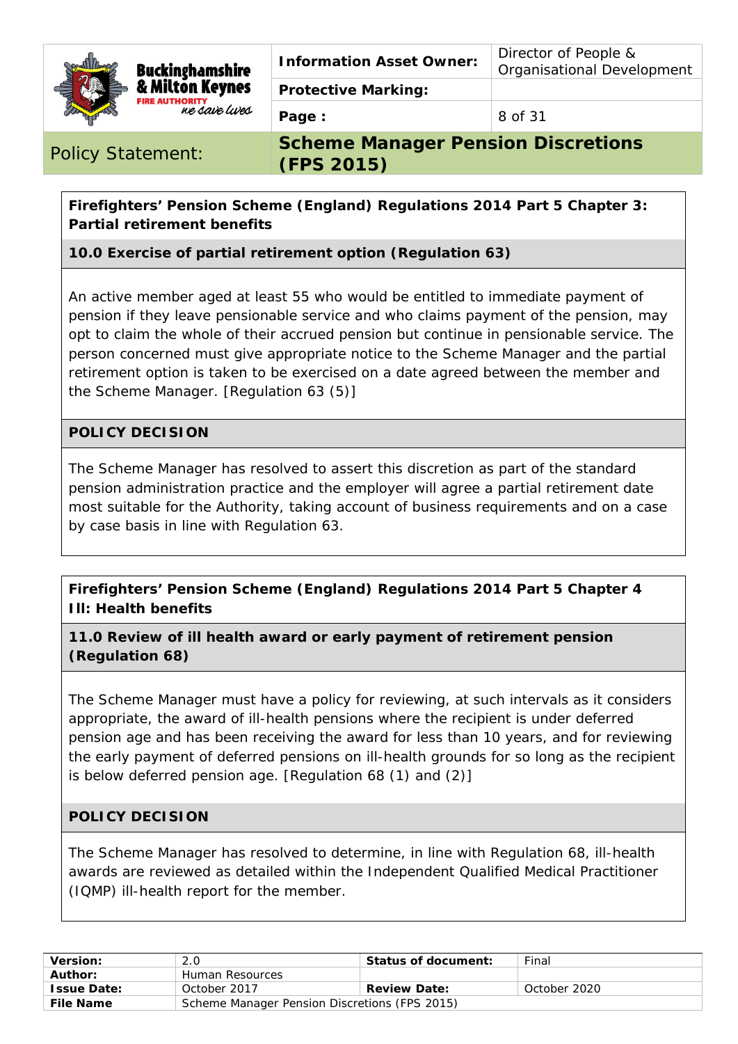**Firefighters' Pension Scheme (England) Regulations 2014 Part 5 Chapter 3: Partial retirement benefits**

**10.0 Exercise of partial retirement option (Regulation 63)**

An active member aged at least 55 who would be entitled to immediate payment of pension if they leave pensionable service and who claims payment of the pension, may opt to claim the whole of their accrued pension but continue in pensionable service. The person concerned must give appropriate notice to the Scheme Manager and the partial retirement option is taken to be exercised on a date agreed between the member and the Scheme Manager. [Regulation 63 (5)]

**POLICY DECISION**

The Scheme Manager has resolved to assert this discretion as part of the standard pension administration practice and the employer will agree a partial retirement date most suitable for the Authority, taking account of business requirements and on a case by case basis in line with Regulation 63.

**Firefighters' Pension Scheme (England) Regulations 2014 Part 5 Chapter 4 Ill: Health benefits**

**11.0 Review of ill health award or early payment of retirement pension (Regulation 68)**

The Scheme Manager must have a policy for reviewing, at such intervals as it considers appropriate, the award of ill-health pensions where the recipient is under deferred pension age and has been receiving the award for less than 10 years, and for reviewing the early payment of deferred pensions on ill-health grounds for so long as the recipient is below deferred pension age. [Regulation 68 (1) and (2)]

**POLICY DECISION**

The Scheme Manager has resolved to determine, in line with Regulation 68, ill-health awards are reviewed as detailed within the Independent Qualified Medical Practitioner (IQMP) ill-health report for the member.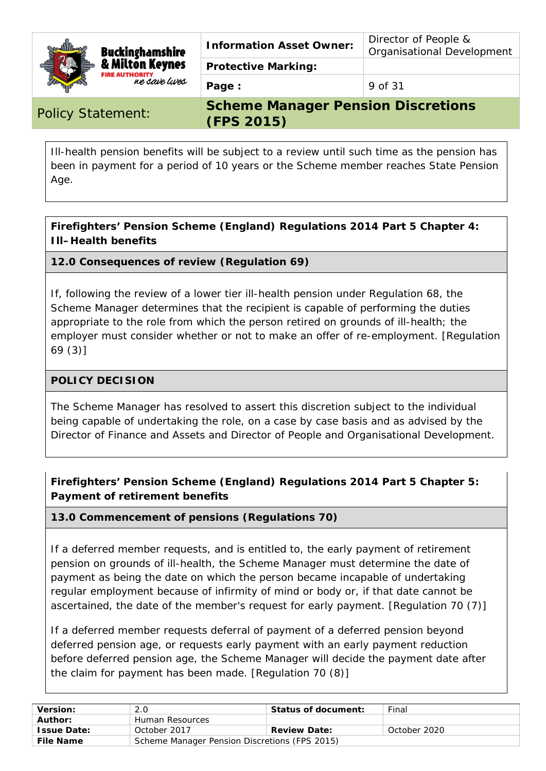Ill-health pension benefits will be subject to a review until such time as the pension has been in payment for a period of 10 years or the Scheme member reaches State Pension Age.

**Firefighters' Pension Scheme (England) Regulations 2014 Part 5 Chapter 4: Ill–Health benefits**

**12.0 Consequences of review (Regulation 69)**

If, following the review of a lower tier ill-health pension under Regulation 68, the Scheme Manager determines that the recipient is capable of performing the duties appropriate to the role from which the person retired on grounds of ill-health; the employer must consider whether or not to make an offer of re-employment. [Regulation 69 (3)]

**POLICY DECISION**

The Scheme Manager has resolved to assert this discretion subject to the individual being capable of undertaking the role, on a case by case basis and as advised by the Director of Finance and Assets and Director of People and Organisational Development.

**Firefighters' Pension Scheme (England) Regulations 2014 Part 5 Chapter 5: Payment of retirement benefits**

**13.0 Commencement of pensions (Regulations 70)**

If a deferred member requests, and is entitled to, the early payment of retirement pension on grounds of ill-health, the Scheme Manager must determine the date of payment as being the date on which the person became incapable of undertaking regular employment because of infirmity of mind or body or, if that date cannot be ascertained, the date of the member's request for early payment. [Regulation 70 (7)]

If a deferred member requests deferral of payment of a deferred pension beyond deferred pension age, or requests early payment with an early payment reduction before deferred pension age, the Scheme Manager will decide the payment date after the claim for payment has been made. [Regulation 70 (8)]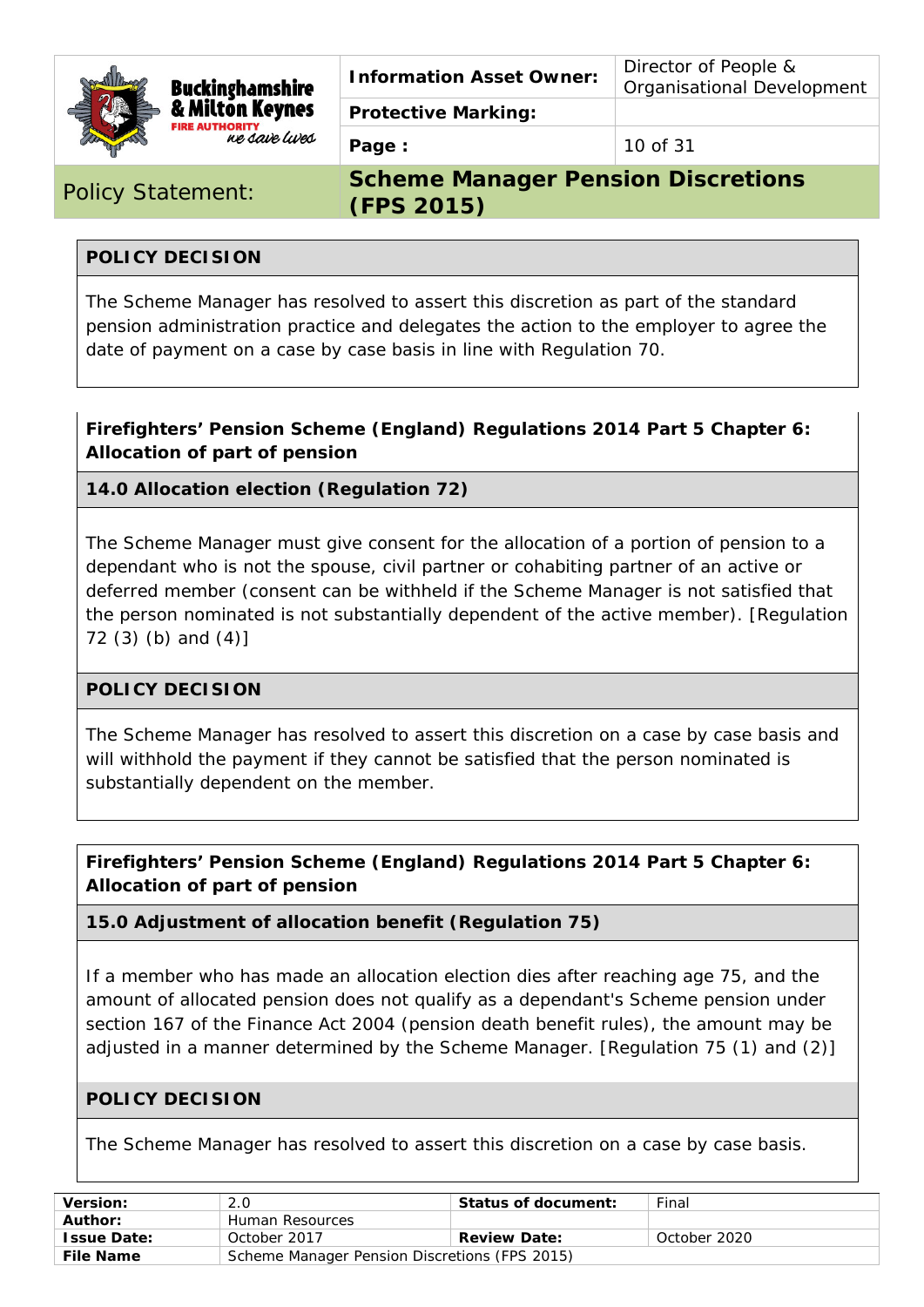**POLICY DECISION**

The Scheme Manager has resolved to assert this discretion as part of the standard pension administration practice and delegates the action to the employer to agree the date of payment on a case by case basis in line with Regulation 70.

**Firefighters' Pension Scheme (England) Regulations 2014 Part 5 Chapter 6: Allocation of part of pension**

**14.0 Allocation election (Regulation 72)**

The Scheme Manager must give consent for the allocation of a portion of pension to a dependant who is not the spouse, civil partner or cohabiting partner of an active or deferred member (consent can be withheld if the Scheme Manager is not satisfied that the person nominated is not substantially dependent of the active member). [Regulation 72 (3) (b) and (4)]

**POLICY DECISION**

The Scheme Manager has resolved to assert this discretion on a case by case basis and will withhold the payment if they cannot be satisfied that the person nominated is substantially dependent on the member.

**Firefighters' Pension Scheme (England) Regulations 2014 Part 5 Chapter 6: Allocation of part of pension**

**15.0 Adjustment of allocation benefit (Regulation 75)**

If a member who has made an allocation election dies after reaching age 75, and the amount of allocated pension does not qualify as a dependant's Scheme pension under section 167 of the Finance Act 2004 (pension death benefit rules), the amount may be adjusted in a manner determined by the Scheme Manager. [Regulation 75 (1) and (2)]

**POLICY DECISION**

The Scheme Manager has resolved to assert this discretion on a case by case basis.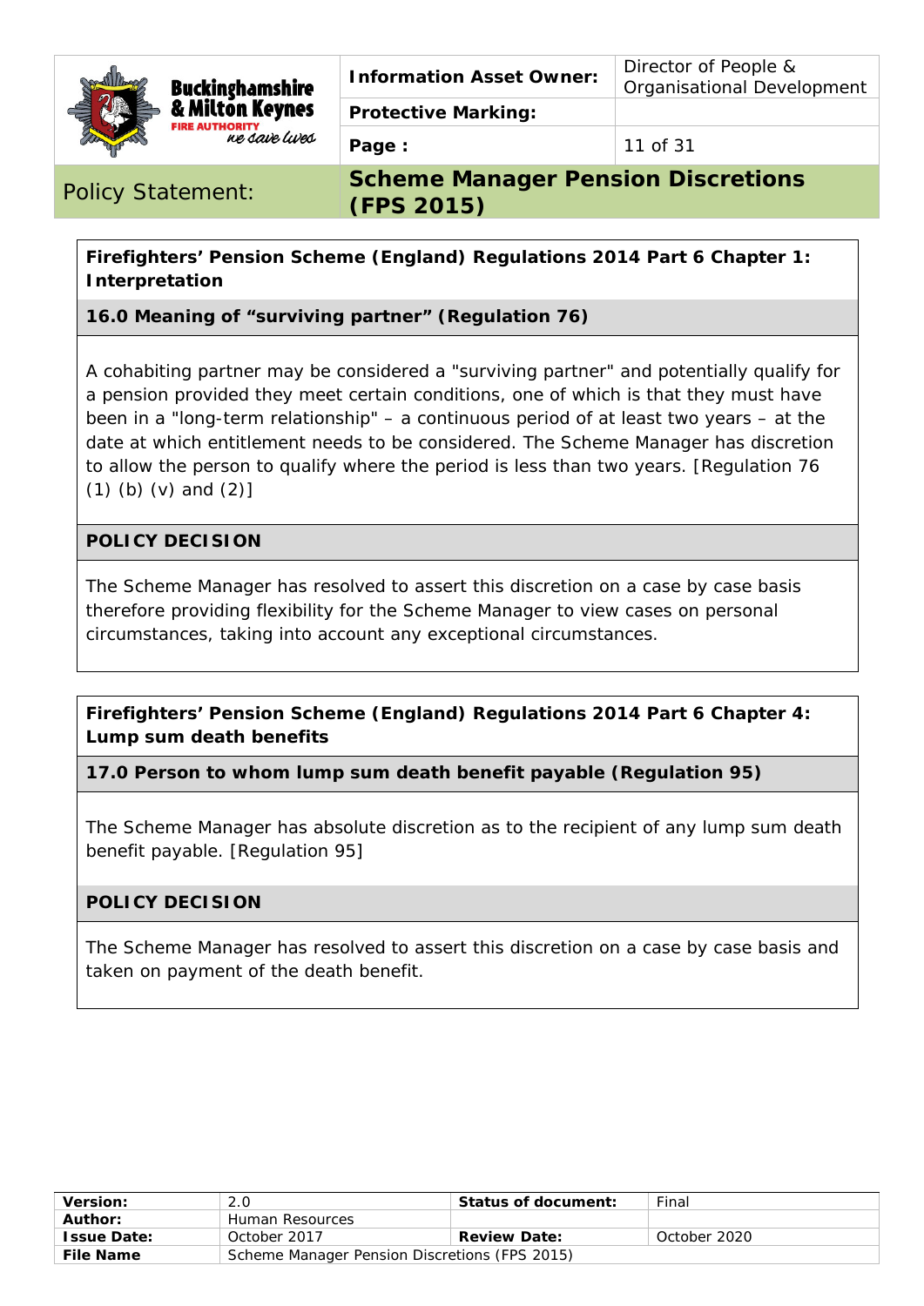**Firefighters' Pension Scheme (England) Regulations 2014 Part 6 Chapter 1: Interpretation**

**16.0 Meaning of "surviving partner" (Regulation 76)**

A cohabiting partner may be considered a "surviving partner" and potentially qualify for a pension provided they meet certain conditions, one of which is that they must have been in a "long-term relationship" – a continuous period of at least two years – at the date at which entitlement needs to be considered. The Scheme Manager has discretion to allow the person to qualify where the period is less than two years. [Regulation 76 (1) (b) (v) and (2)]

**POLICY DECISION**

The Scheme Manager has resolved to assert this discretion on a case by case basis therefore providing flexibility for the Scheme Manager to view cases on personal circumstances, taking into account any exceptional circumstances.

**Firefighters' Pension Scheme (England) Regulations 2014 Part 6 Chapter 4: Lump sum death benefits**

**17.0 Person to whom lump sum death benefit payable (Regulation 95)**

The Scheme Manager has absolute discretion as to the recipient of any lump sum death benefit payable. [Regulation 95]

**POLICY DECISION**

The Scheme Manager has resolved to assert this discretion on a case by case basis and taken on payment of the death benefit.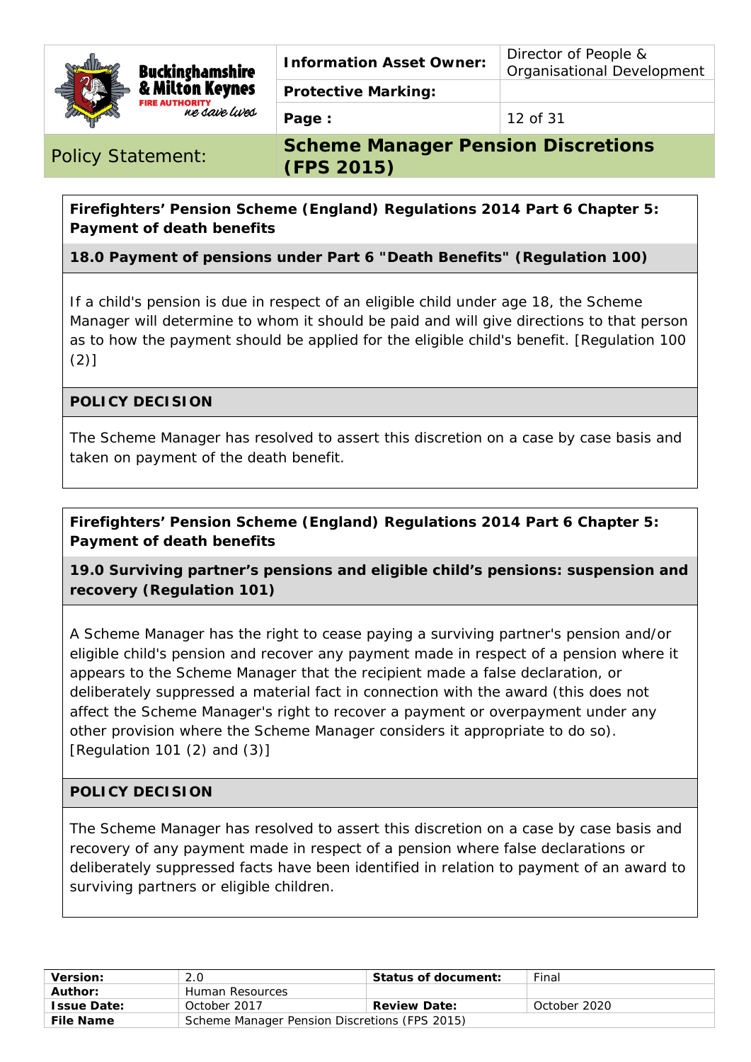**Firefighters' Pension Scheme (England) Regulations 2014 Part 6 Chapter 5: Payment of death benefits**

**18.0 Payment of pensions under Part 6 "Death Benefits" (Regulation 100)**

If a child's pension is due in respect of an eligible child under age 18, the Scheme Manager will determine to whom it should be paid and will give directions to that person as to how the payment should be applied for the eligible child's benefit. [Regulation 100 (2)]

**POLICY DECISION**

The Scheme Manager has resolved to assert this discretion on a case by case basis and taken on payment of the death benefit.

**Firefighters' Pension Scheme (England) Regulations 2014 Part 6 Chapter 5: Payment of death benefits**

**19.0 Surviving partner's pensions and eligible child's pensions: suspension and recovery (Regulation 101)**

A Scheme Manager has the right to cease paying a surviving partner's pension and/or eligible child's pension and recover any payment made in respect of a pension where it appears to the Scheme Manager that the recipient made a false declaration, or deliberately suppressed a material fact in connection with the award (this does not affect the Scheme Manager's right to recover a payment or overpayment under any other provision where the Scheme Manager considers it appropriate to do so). [Regulation 101 (2) and (3)]

**POLICY DECISION**

The Scheme Manager has resolved to assert this discretion on a case by case basis and recovery of any payment made in respect of a pension where false declarations or deliberately suppressed facts have been identified in relation to payment of an award to surviving partners or eligible children.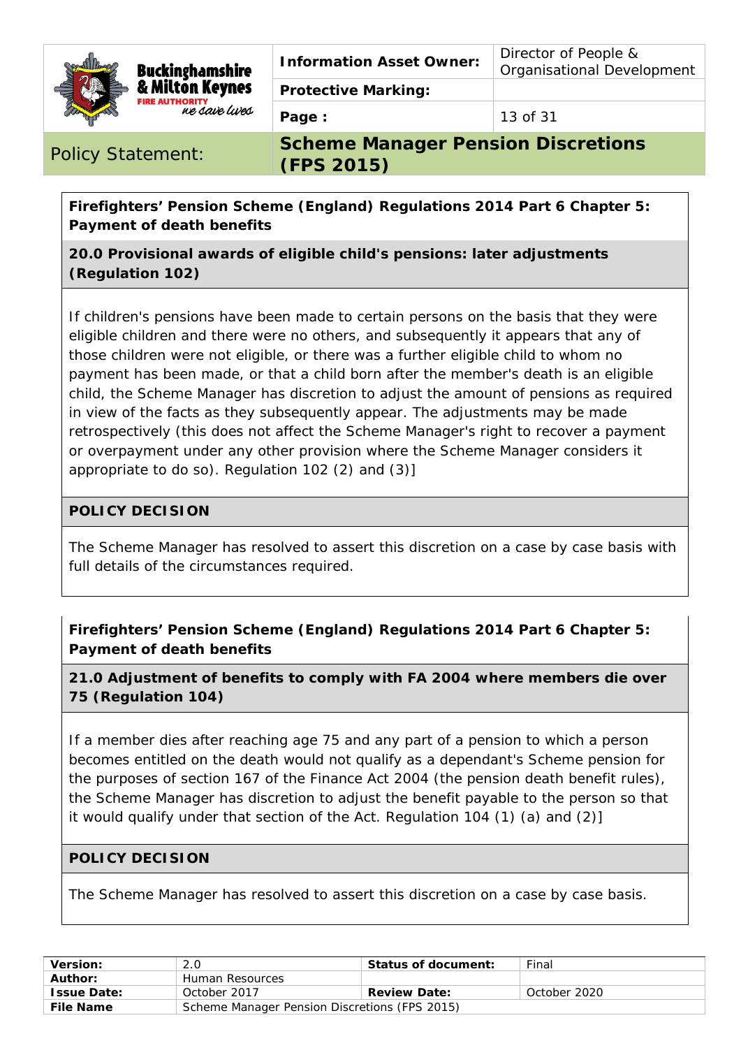**Firefighters' Pension Scheme (England) Regulations 2014 Part 6 Chapter 5: Payment of death benefits**

**20.0 Provisional awards of eligible child's pensions: later adjustments (Regulation 102)**

If children's pensions have been made to certain persons on the basis that they were eligible children and there were no others, and subsequently it appears that any of those children were not eligible, or there was a further eligible child to whom no payment has been made, or that a child born after the member's death is an eligible child, the Scheme Manager has discretion to adjust the amount of pensions as required in view of the facts as they subsequently appear. The adjustments may be made retrospectively (this does not affect the Scheme Manager's right to recover a payment or overpayment under any other provision where the Scheme Manager considers it appropriate to do so). Regulation 102 (2) and (3)]

**POLICY DECISION**

The Scheme Manager has resolved to assert this discretion on a case by case basis with full details of the circumstances required.

**Firefighters' Pension Scheme (England) Regulations 2014 Part 6 Chapter 5: Payment of death benefits**

**21.0 Adjustment of benefits to comply with FA 2004 where members die over 75 (Regulation 104)**

If a member dies after reaching age 75 and any part of a pension to which a person becomes entitled on the death would not qualify as a dependant's Scheme pension for the purposes of section 167 of the Finance Act 2004 (the pension death benefit rules), the Scheme Manager has discretion to adjust the benefit payable to the person so that it would qualify under that section of the Act. Regulation 104 (1) (a) and (2)]

**POLICY DECISION**

The Scheme Manager has resolved to assert this discretion on a case by case basis.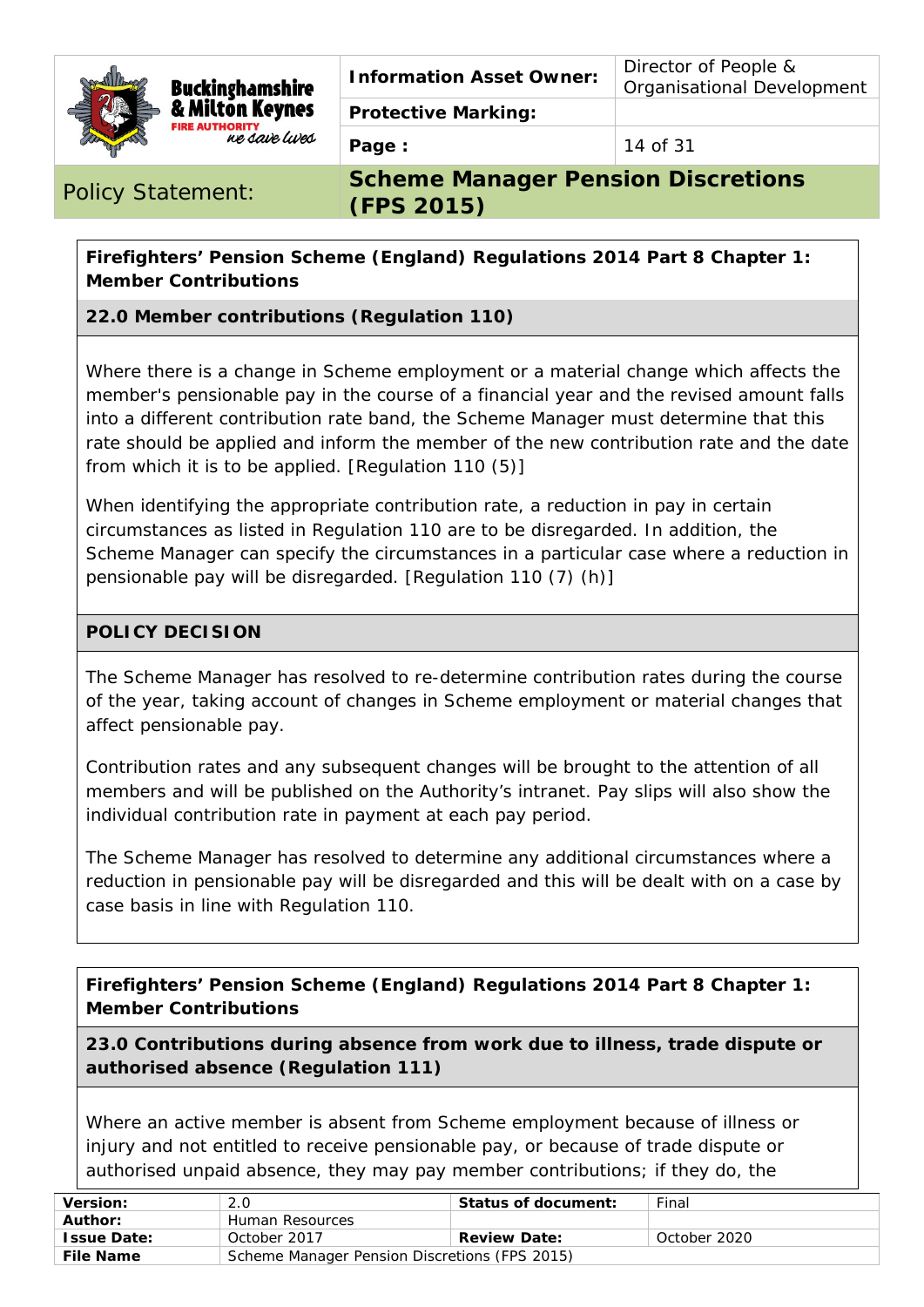**Firefighters' Pension Scheme (England) Regulations 2014 Part 8 Chapter 1: Member Contributions**

**22.0 Member contributions (Regulation 110)**

Where there is a change in Scheme employment or a material change which affects the member's pensionable pay in the course of a financial year and the revised amount falls into a different contribution rate band, the Scheme Manager must determine that this rate should be applied and inform the member of the new contribution rate and the date from which it is to be applied. [Regulation 110 (5)]

When identifying the appropriate contribution rate, a reduction in pay in certain circumstances as listed in Regulation 110 are to be disregarded. In addition, the Scheme Manager can specify the circumstances in a particular case where a reduction in pensionable pay will be disregarded. [Regulation 110 (7) (h)]

**POLICY DECISION**

The Scheme Manager has resolved to re-determine contribution rates during the course of the year, taking account of changes in Scheme employment or material changes that affect pensionable pay.

Contribution rates and any subsequent changes will be brought to the attention of all members and will be published on the Authority's intranet. Pay slips will also show the individual contribution rate in payment at each pay period.

The Scheme Manager has resolved to determine any additional circumstances where a reduction in pensionable pay will be disregarded and this will be dealt with on a case by case basis in line with Regulation 110.

**Firefighters' Pension Scheme (England) Regulations 2014 Part 8 Chapter 1: Member Contributions**

**23.0 Contributions during absence from work due to illness, trade dispute or authorised absence (Regulation 111)**

Where an active member is absent from Scheme employment because of illness or injury and not entitled to receive pensionable pay, or because of trade dispute or authorised unpaid absence, they may pay member contributions; if they do, the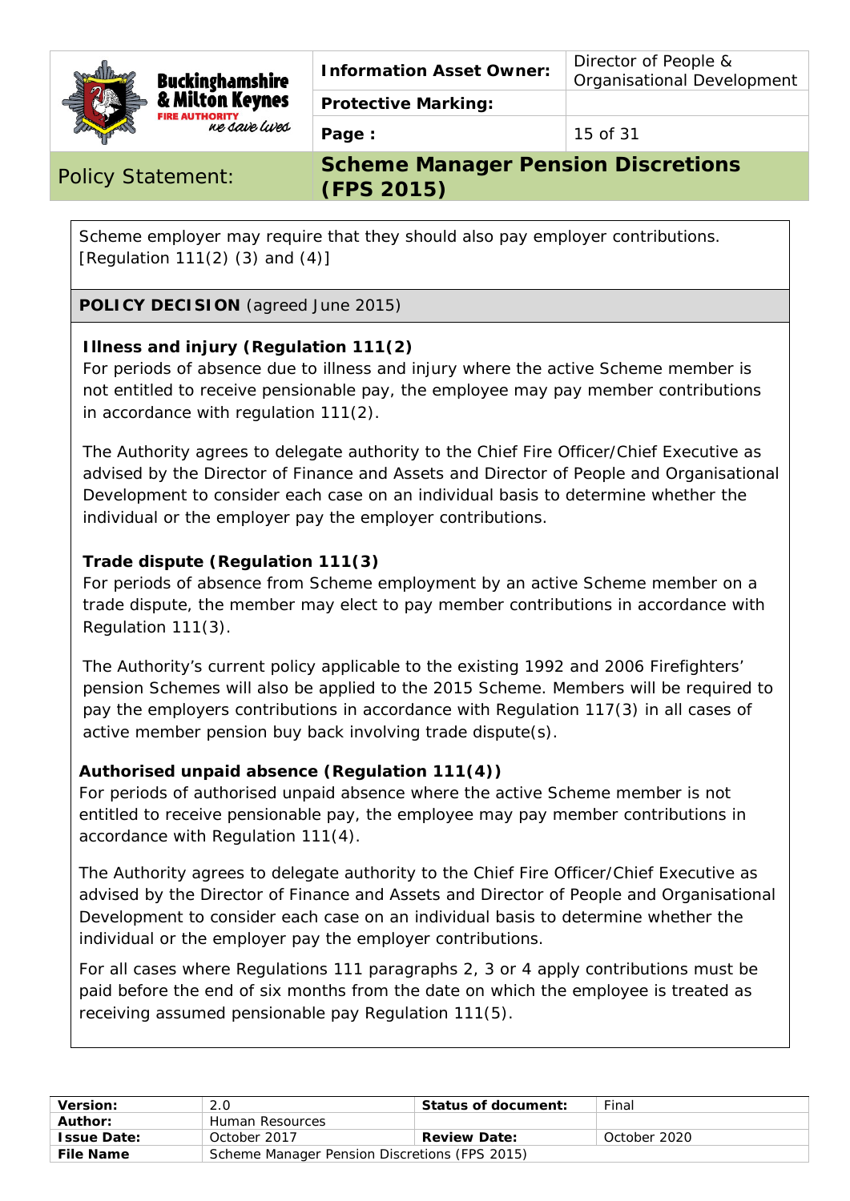Scheme employer may require that they should also pay employer contributions. [Regulation 111(2) (3) and (4)]

**POLICY DECISION** (agreed June 2015)

**Illness and injury (Regulation 111(2)**

For periods of absence due to illness and injury where the active Scheme member is not entitled to receive pensionable pay, the employee may pay member contributions in accordance with regulation 111(2).

The Authority agrees to delegate authority to the Chief Fire Officer/Chief Executive as advised by the Director of Finance and Assets and Director of People and Organisational Development to consider each case on an individual basis to determine whether the individual or the employer pay the employer contributions.

**Trade dispute (Regulation 111(3)**

For periods of absence from Scheme employment by an active Scheme member on a trade dispute, the member may elect to pay member contributions in accordance with Regulation 111(3).

The Authority's current policy applicable to the existing 1992 and 2006 Firefighters' pension Schemes will also be applied to the 2015 Scheme. Members will be required to pay the employers contributions in accordance with Regulation 117(3) in all cases of active member pension buy back involving trade dispute(s).

**Authorised unpaid absence (Regulation 111(4))**

For periods of authorised unpaid absence where the active Scheme member is not entitled to receive pensionable pay, the employee may pay member contributions in accordance with Regulation 111(4).

The Authority agrees to delegate authority to the Chief Fire Officer/Chief Executive as advised by the Director of Finance and Assets and Director of People and Organisational Development to consider each case on an individual basis to determine whether the individual or the employer pay the employer contributions.

For all cases where Regulations 111 paragraphs 2, 3 or 4 apply contributions must be paid before the end of six months from the date on which the employee is treated as receiving assumed pensionable pay Regulation 111(5).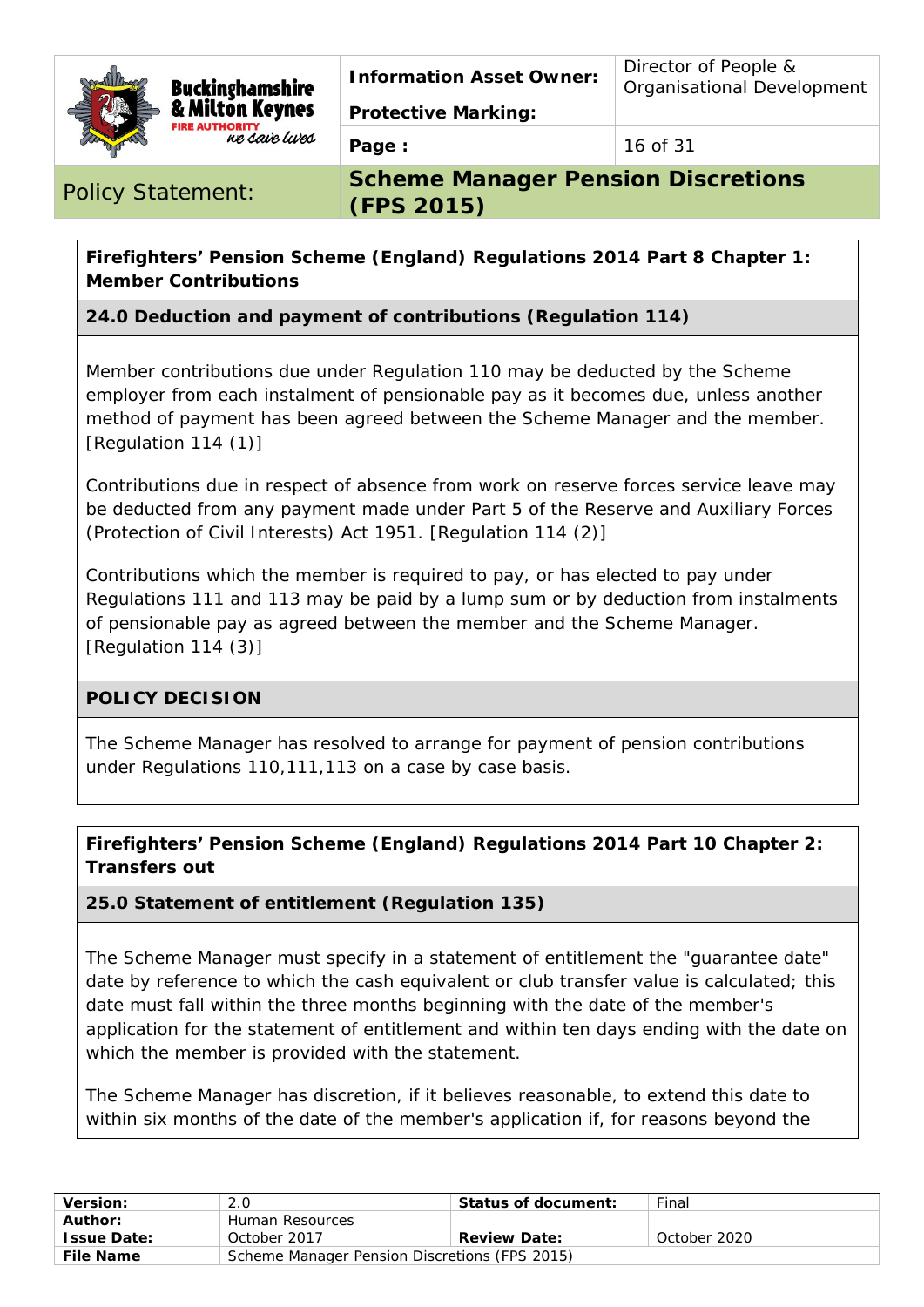**Firefighters' Pension Scheme (England) Regulations 2014 Part 8 Chapter 1: Member Contributions**

**24.0 Deduction and payment of contributions (Regulation 114)**

Member contributions due under Regulation 110 may be deducted by the Scheme employer from each instalment of pensionable pay as it becomes due, unless another method of payment has been agreed between the Scheme Manager and the member. [Regulation 114 (1)]

Contributions due in respect of absence from work on reserve forces service leave may be deducted from any payment made under Part 5 of the Reserve and Auxiliary Forces (Protection of Civil Interests) Act 1951. [Regulation 114 (2)]

Contributions which the member is required to pay, or has elected to pay under Regulations 111 and 113 may be paid by a lump sum or by deduction from instalments of pensionable pay as agreed between the member and the Scheme Manager. [Regulation 114 (3)]

**POLICY DECISION**

The Scheme Manager has resolved to arrange for payment of pension contributions under Regulations 110,111,113 on a case by case basis.

**Firefighters' Pension Scheme (England) Regulations 2014 Part 10 Chapter 2: Transfers out**

**25.0 Statement of entitlement (Regulation 135)**

The Scheme Manager must specify in a statement of entitlement the "guarantee date" date by reference to which the cash equivalent or club transfer value is calculated; this date must fall within the three months beginning with the date of the member's application for the statement of entitlement and within ten days ending with the date on which the member is provided with the statement.

The Scheme Manager has discretion, if it believes reasonable, to extend this date to within six months of the date of the member's application if, for reasons beyond the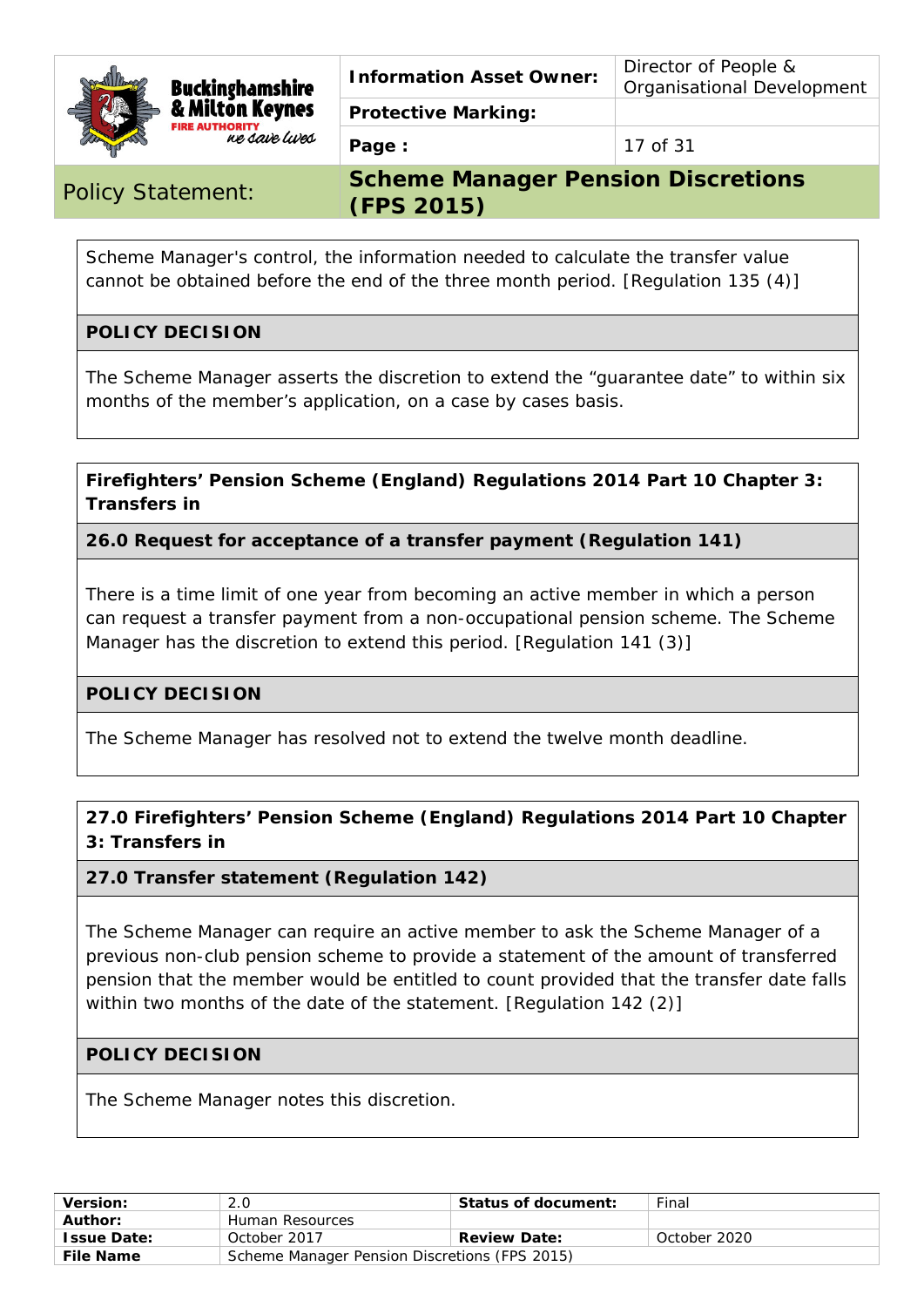Scheme Manager's control, the information needed to calculate the transfer value cannot be obtained before the end of the three month period. [Regulation 135 (4)]

**POLICY DECISION**

The Scheme Manager asserts the discretion to extend the "guarantee date" to within six months of the member's application, on a case by cases basis.

**Firefighters' Pension Scheme (England) Regulations 2014 Part 10 Chapter 3: Transfers in**

**26.0 Request for acceptance of a transfer payment (Regulation 141)**

There is a time limit of one year from becoming an active member in which a person can request a transfer payment from a non-occupational pension scheme. The Scheme Manager has the discretion to extend this period. [Regulation 141 (3)]

**POLICY DECISION**

The Scheme Manager has resolved not to extend the twelve month deadline.

**27.0 Firefighters' Pension Scheme (England) Regulations 2014 Part 10 Chapter 3: Transfers in**

**27.0 Transfer statement (Regulation 142)**

The Scheme Manager can require an active member to ask the Scheme Manager of a previous non-club pension scheme to provide a statement of the amount of transferred pension that the member would be entitled to count provided that the transfer date falls within two months of the date of the statement. [Regulation 142 (2)]

**POLICY DECISION**

The Scheme Manager notes this discretion.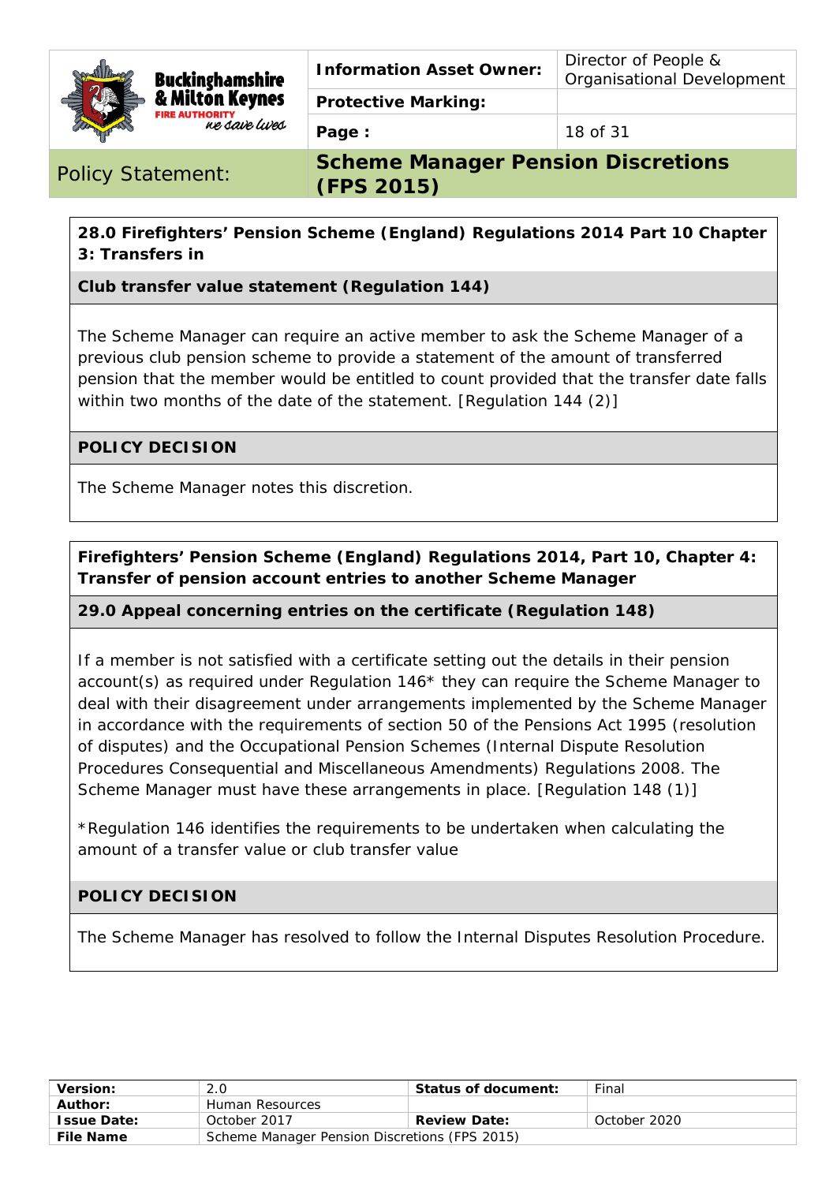## 28.0 Firefighters' Pension Scheme (England) Regulations 2014 Part 10 Chapter 3: Transfers in

### Club transfer value statement (Regulation 144)

The Scheme Manager can require an active member to ask the Scheme Manager of a previous club pension scheme to provide a statement of the amount of transferred pension that the member would be entitled to count provided that the transfer date falls within two months of the date of the statement. [Regulation 144 (2)]

**POLICY DECISION**

The Scheme Manager notes this discretion.

## Firefighters' Pension Scheme (England) Regulations 2014, Part 10, Chapter 4: Transfer of pension account entries to another Scheme Manager

### 29.0 Appeal concerning entries on the certificate (Regulation 148)

If a member is not satisfied with a certificate setting out the details in their pension account(s) as required under Regulation 146* they can require the Scheme Manager to deal with their disagreement under arrangements implemented by the Scheme Manager in accordance with the requirements of section 50 of the Pensions Act 1995 (resolution of disputes) and the Occupational Pension Schemes (Internal Dispute Resolution Procedures Consequential and Miscellaneous Amendments) Regulations 2008. The Scheme Manager must have these arrangements in place. [Regulation 148 (1)]

*Regulation 146 identifies the requirements to be undertaken when calculating the amount of a transfer value or club transfer value

**POLICY DECISION**

The Scheme Manager has resolved to follow the Internal Disputes Resolution Procedure.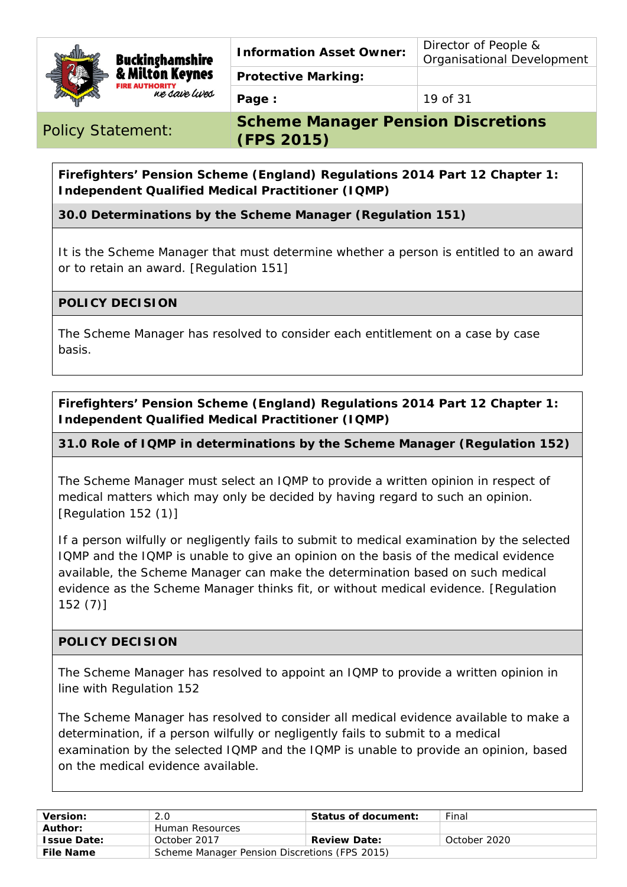**Firefighters' Pension Scheme (England) Regulations 2014 Part 12 Chapter 1: Independent Qualified Medical Practitioner (IQMP)**

**30.0 Determinations by the Scheme Manager (Regulation 151)**

It is the Scheme Manager that must determine whether a person is entitled to an award or to retain an award. [Regulation 151]

**POLICY DECISION**

The Scheme Manager has resolved to consider each entitlement on a case by case basis.

**Firefighters' Pension Scheme (England) Regulations 2014 Part 12 Chapter 1: Independent Qualified Medical Practitioner (IQMP)**

**31.0 Role of IQMP in determinations by the Scheme Manager (Regulation 152)**

The Scheme Manager must select an IQMP to provide a written opinion in respect of medical matters which may only be decided by having regard to such an opinion. [Regulation 152 (1)]

If a person wilfully or negligently fails to submit to medical examination by the selected IQMP and the IQMP is unable to give an opinion on the basis of the medical evidence available, the Scheme Manager can make the determination based on such medical evidence as the Scheme Manager thinks fit, or without medical evidence. [Regulation 152 (7)]

**POLICY DECISION**

The Scheme Manager has resolved to appoint an IQMP to provide a written opinion in line with Regulation 152

The Scheme Manager has resolved to consider all medical evidence available to make a determination, if a person wilfully or negligently fails to submit to a medical examination by the selected IQMP and the IQMP is unable to provide an opinion, based on the medical evidence available.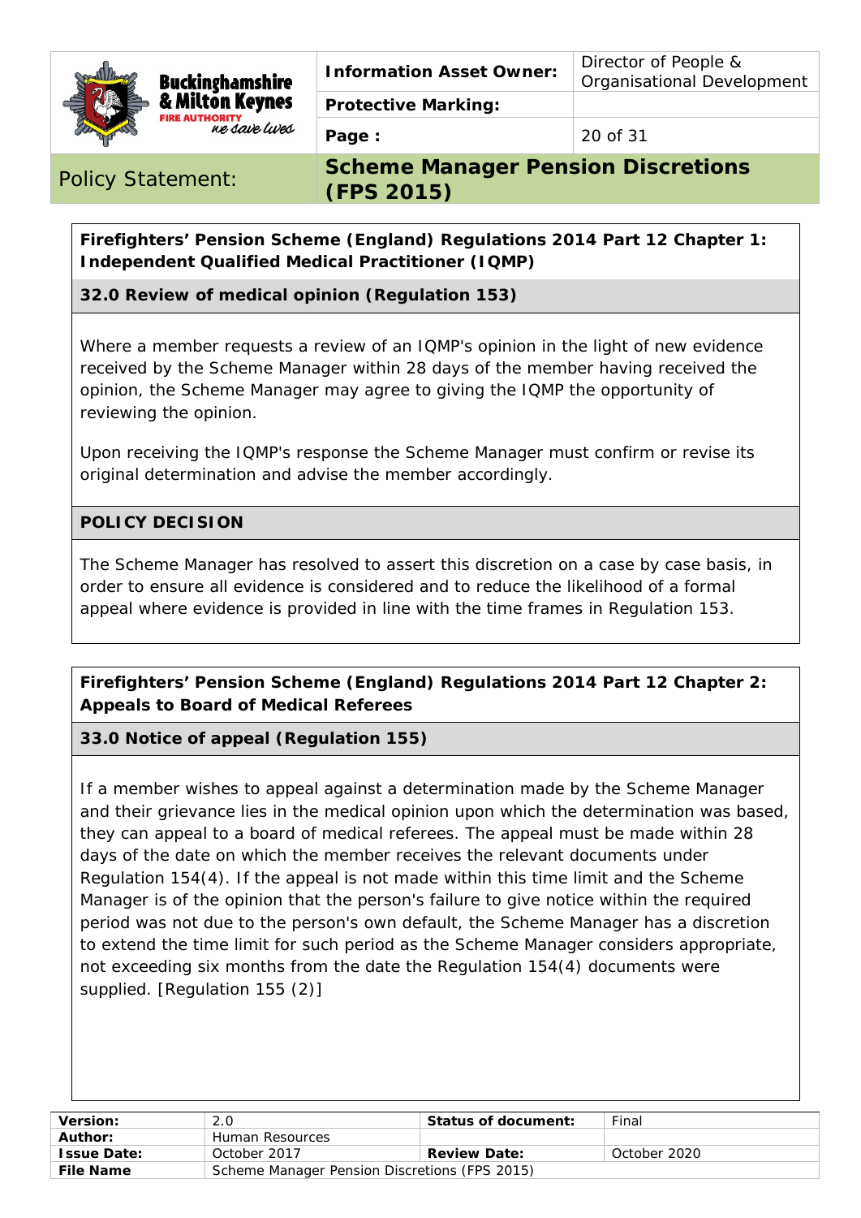**Firefighters' Pension Scheme (England) Regulations 2014 Part 12 Chapter 1: Independent Qualified Medical Practitioner (IQMP)**

**32.0 Review of medical opinion (Regulation 153)**

Where a member requests a review of an IQMP's opinion in the light of new evidence received by the Scheme Manager within 28 days of the member having received the opinion, the Scheme Manager may agree to giving the IQMP the opportunity of reviewing the opinion.

Upon receiving the IQMP's response the Scheme Manager must confirm or revise its original determination and advise the member accordingly.

**POLICY DECISION**

The Scheme Manager has resolved to assert this discretion on a case by case basis, in order to ensure all evidence is considered and to reduce the likelihood of a formal appeal where evidence is provided in line with the time frames in Regulation 153.

**Firefighters' Pension Scheme (England) Regulations 2014 Part 12 Chapter 2: Appeals to Board of Medical Referees**

**33.0 Notice of appeal (Regulation 155)**

If a member wishes to appeal against a determination made by the Scheme Manager and their grievance lies in the medical opinion upon which the determination was based, they can appeal to a board of medical referees. The appeal must be made within 28 days of the date on which the member receives the relevant documents under Regulation 154(4). If the appeal is not made within this time limit and the Scheme Manager is of the opinion that the person's failure to give notice within the required period was not due to the person's own default, the Scheme Manager has a discretion to extend the time limit for such period as the Scheme Manager considers appropriate, not exceeding six months from the date the Regulation 154(4) documents were supplied. [Regulation 155 (2)]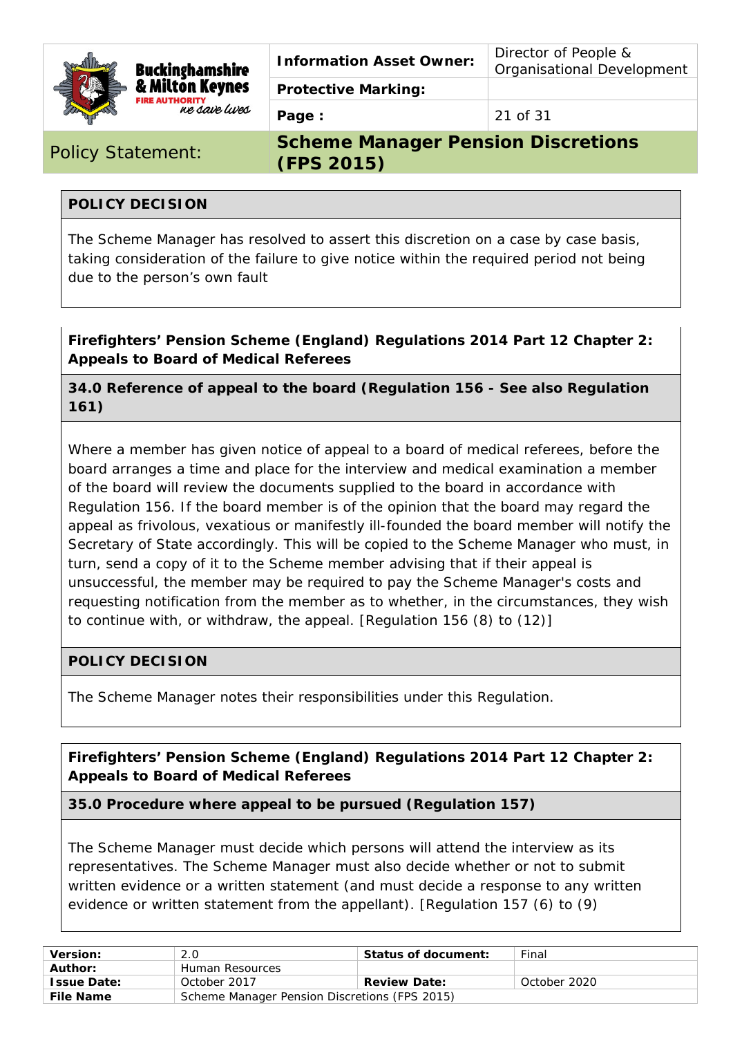**POLICY DECISION**

The Scheme Manager has resolved to assert this discretion on a case by case basis, taking consideration of the failure to give notice within the required period not being due to the person's own fault

**Firefighters' Pension Scheme (England) Regulations 2014 Part 12 Chapter 2: Appeals to Board of Medical Referees**

**34.0 Reference of appeal to the board (Regulation 156 - See also Regulation 161)**

Where a member has given notice of appeal to a board of medical referees, before the board arranges a time and place for the interview and medical examination a member of the board will review the documents supplied to the board in accordance with Regulation 156. If the board member is of the opinion that the board may regard the appeal as frivolous, vexatious or manifestly ill-founded the board member will notify the Secretary of State accordingly. This will be copied to the Scheme Manager who must, in turn, send a copy of it to the Scheme member advising that if their appeal is unsuccessful, the member may be required to pay the Scheme Manager's costs and requesting notification from the member as to whether, in the circumstances, they wish to continue with, or withdraw, the appeal. [Regulation 156 (8) to (12)]

**POLICY DECISION**

The Scheme Manager notes their responsibilities under this Regulation.

**Firefighters' Pension Scheme (England) Regulations 2014 Part 12 Chapter 2: Appeals to Board of Medical Referees**

**35.0 Procedure where appeal to be pursued (Regulation 157)**

The Scheme Manager must decide which persons will attend the interview as its representatives. The Scheme Manager must also decide whether or not to submit written evidence or a written statement (and must decide a response to any written evidence or written statement from the appellant). [Regulation 157 (6) to (9)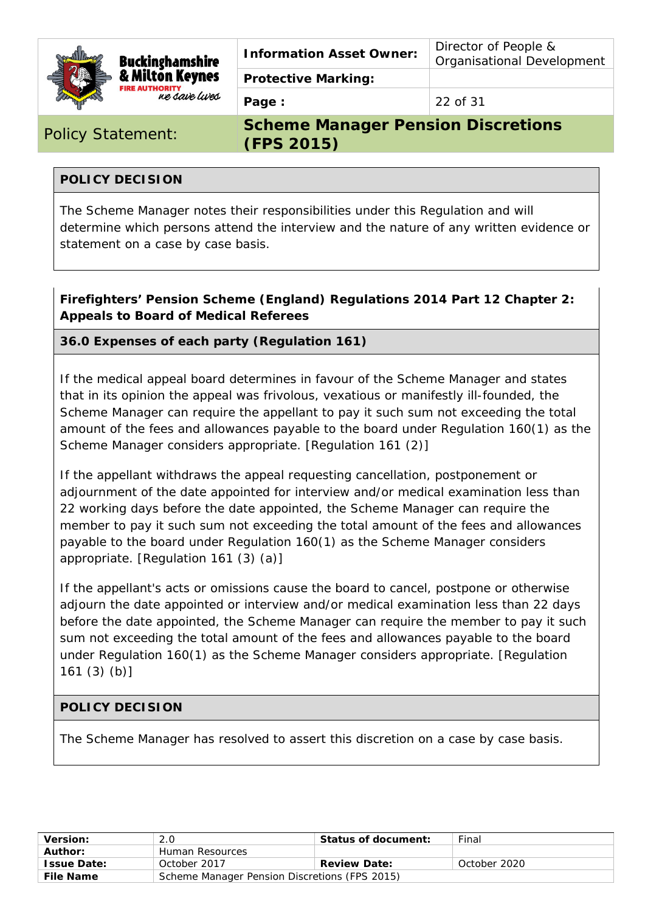**POLICY DECISION**

The Scheme Manager notes their responsibilities under this Regulation and will determine which persons attend the interview and the nature of any written evidence or statement on a case by case basis.

**Firefighters' Pension Scheme (England) Regulations 2014 Part 12 Chapter 2: Appeals to Board of Medical Referees**

**36.0 Expenses of each party (Regulation 161)**

If the medical appeal board determines in favour of the Scheme Manager and states that in its opinion the appeal was frivolous, vexatious or manifestly ill-founded, the Scheme Manager can require the appellant to pay it such sum not exceeding the total amount of the fees and allowances payable to the board under Regulation 160(1) as the Scheme Manager considers appropriate. [Regulation 161 (2)]

If the appellant withdraws the appeal requesting cancellation, postponement or adjournment of the date appointed for interview and/or medical examination less than 22 working days before the date appointed, the Scheme Manager can require the member to pay it such sum not exceeding the total amount of the fees and allowances payable to the board under Regulation 160(1) as the Scheme Manager considers appropriate. [Regulation 161 (3) (a)]

If the appellant's acts or omissions cause the board to cancel, postpone or otherwise adjourn the date appointed or interview and/or medical examination less than 22 days before the date appointed, the Scheme Manager can require the member to pay it such sum not exceeding the total amount of the fees and allowances payable to the board under Regulation 160(1) as the Scheme Manager considers appropriate. [Regulation 161 (3) (b)]

**POLICY DECISION**

The Scheme Manager has resolved to assert this discretion on a case by case basis.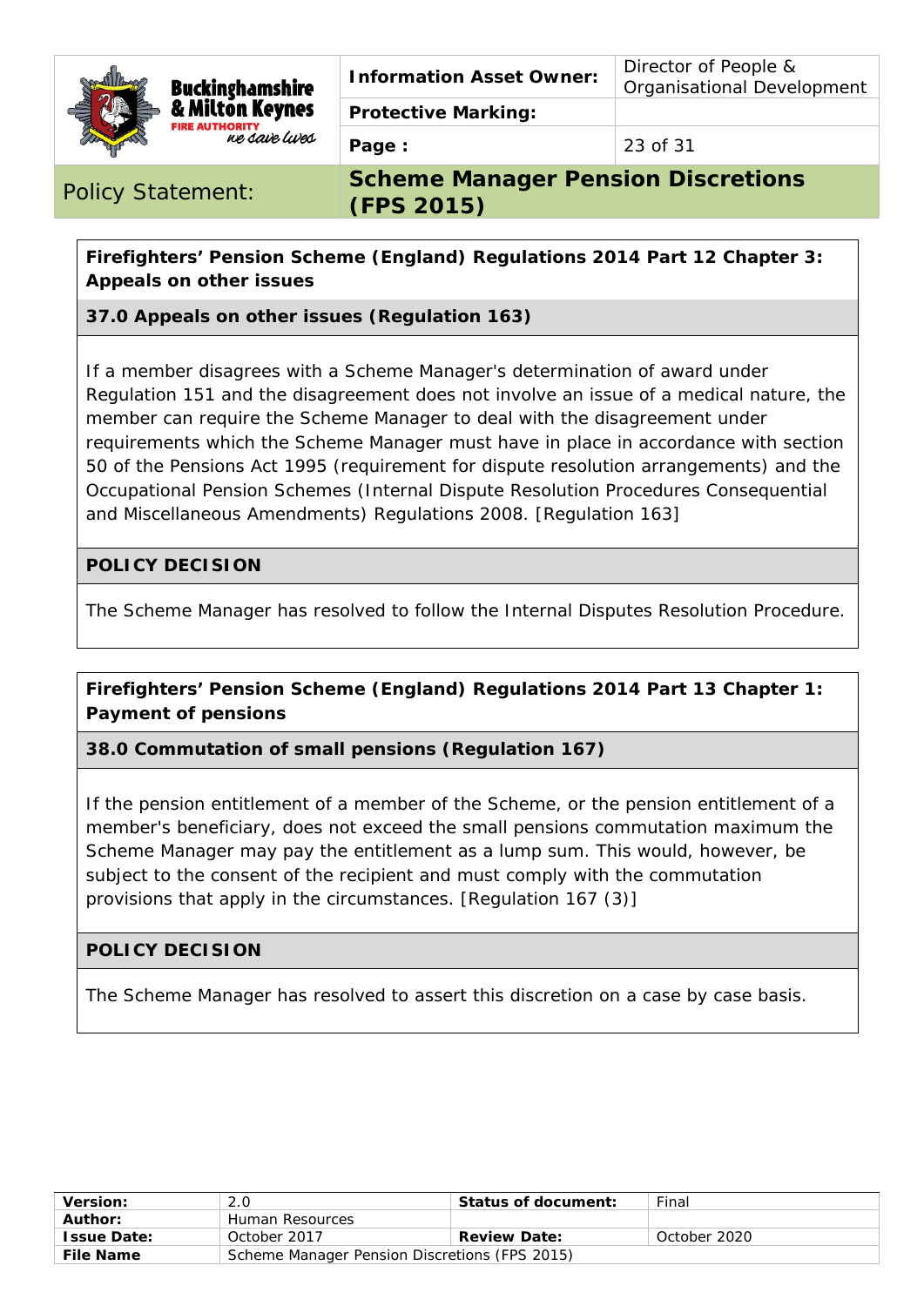**Firefighters' Pension Scheme (England) Regulations 2014 Part 12 Chapter 3: Appeals on other issues**

### 37.0 Appeals on other issues (Regulation 163)

If a member disagrees with a Scheme Manager's determination of award under Regulation 151 and the disagreement does not involve an issue of a medical nature, the member can require the Scheme Manager to deal with the disagreement under requirements which the Scheme Manager must have in place in accordance with section 50 of the Pensions Act 1995 (requirement for dispute resolution arrangements) and the Occupational Pension Schemes (Internal Dispute Resolution Procedures Consequential and Miscellaneous Amendments) Regulations 2008. [Regulation 163]

**POLICY DECISION**

The Scheme Manager has resolved to follow the Internal Disputes Resolution Procedure.

**Firefighters' Pension Scheme (England) Regulations 2014 Part 13 Chapter 1: Payment of pensions**

### 38.0 Commutation of small pensions (Regulation 167)

If the pension entitlement of a member of the Scheme, or the pension entitlement of a member's beneficiary, does not exceed the small pensions commutation maximum the Scheme Manager may pay the entitlement as a lump sum. This would, however, be subject to the consent of the recipient and must comply with the commutation provisions that apply in the circumstances. [Regulation 167 (3)]

**POLICY DECISION**

The Scheme Manager has resolved to assert this discretion on a case by case basis.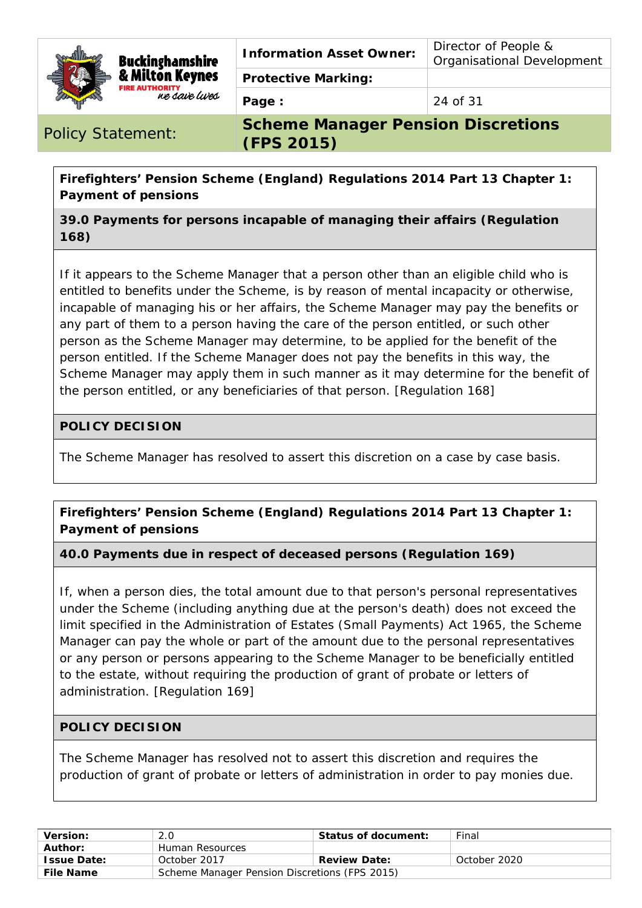**Firefighters' Pension Scheme (England) Regulations 2014 Part 13 Chapter 1: Payment of pensions**

**39.0 Payments for persons incapable of managing their affairs (Regulation 168)**

If it appears to the Scheme Manager that a person other than an eligible child who is entitled to benefits under the Scheme, is by reason of mental incapacity or otherwise, incapable of managing his or her affairs, the Scheme Manager may pay the benefits or any part of them to a person having the care of the person entitled, or such other person as the Scheme Manager may determine, to be applied for the benefit of the person entitled. If the Scheme Manager does not pay the benefits in this way, the Scheme Manager may apply them in such manner as it may determine for the benefit of the person entitled, or any beneficiaries of that person. [Regulation 168]

**POLICY DECISION**

The Scheme Manager has resolved to assert this discretion on a case by case basis.

**Firefighters' Pension Scheme (England) Regulations 2014 Part 13 Chapter 1: Payment of pensions**

**40.0 Payments due in respect of deceased persons (Regulation 169)**

If, when a person dies, the total amount due to that person's personal representatives under the Scheme (including anything due at the person's death) does not exceed the limit specified in the Administration of Estates (Small Payments) Act 1965, the Scheme Manager can pay the whole or part of the amount due to the personal representatives or any person or persons appearing to the Scheme Manager to be beneficially entitled to the estate, without requiring the production of grant of probate or letters of administration. [Regulation 169]

**POLICY DECISION**

The Scheme Manager has resolved not to assert this discretion and requires the production of grant of probate or letters of administration in order to pay monies due.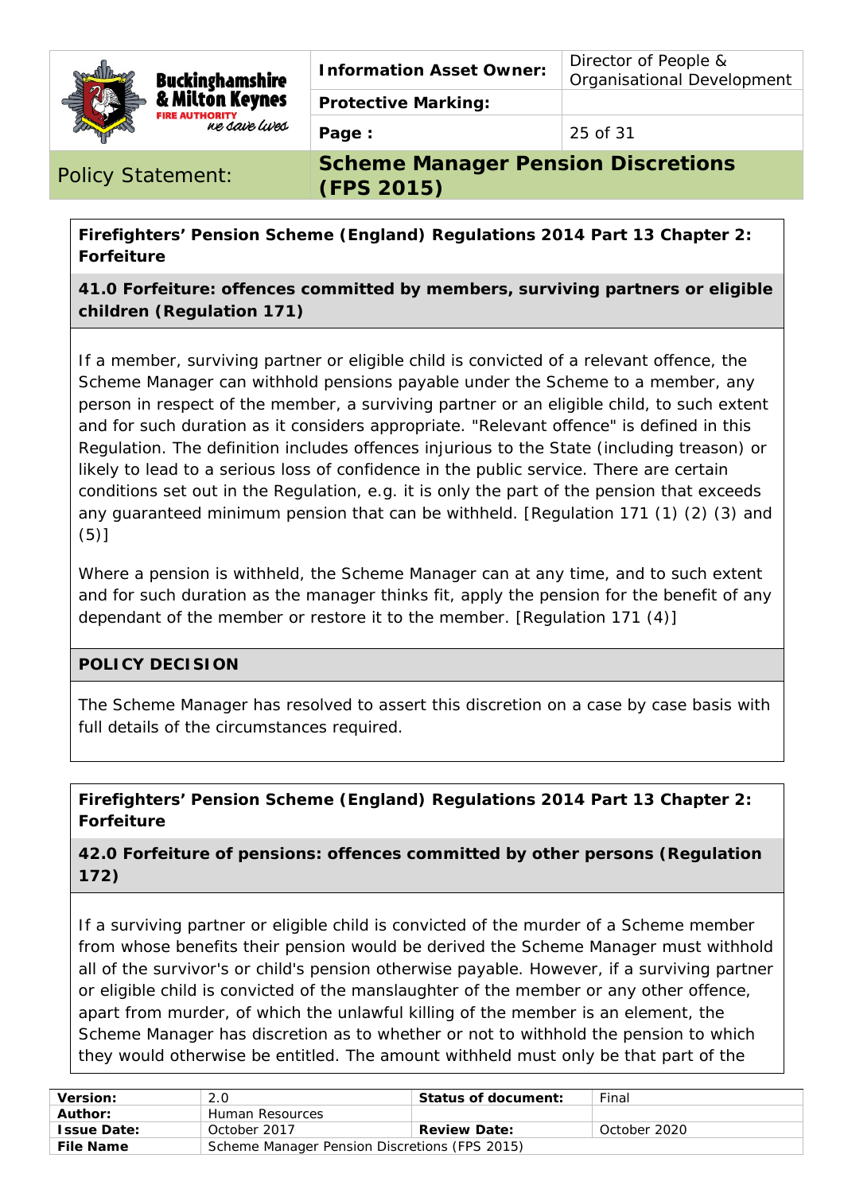**Firefighters' Pension Scheme (England) Regulations 2014 Part 13 Chapter 2: Forfeiture**

**41.0 Forfeiture: offences committed by members, surviving partners or eligible children (Regulation 171)**

If a member, surviving partner or eligible child is convicted of a relevant offence, the Scheme Manager can withhold pensions payable under the Scheme to a member, any person in respect of the member, a surviving partner or an eligible child, to such extent and for such duration as it considers appropriate. "Relevant offence" is defined in this Regulation. The definition includes offences injurious to the State (including treason) or likely to lead to a serious loss of confidence in the public service. There are certain conditions set out in the Regulation, e.g. it is only the part of the pension that exceeds any guaranteed minimum pension that can be withheld. [Regulation 171 (1) (2) (3) and (5)]

Where a pension is withheld, the Scheme Manager can at any time, and to such extent and for such duration as the manager thinks fit, apply the pension for the benefit of any dependant of the member or restore it to the member. [Regulation 171 (4)]

**POLICY DECISION**

The Scheme Manager has resolved to assert this discretion on a case by case basis with full details of the circumstances required.

**Firefighters' Pension Scheme (England) Regulations 2014 Part 13 Chapter 2: Forfeiture**

**42.0 Forfeiture of pensions: offences committed by other persons (Regulation 172)**

If a surviving partner or eligible child is convicted of the murder of a Scheme member from whose benefits their pension would be derived the Scheme Manager must withhold all of the survivor's or child's pension otherwise payable. However, if a surviving partner or eligible child is convicted of the manslaughter of the member or any other offence, apart from murder, of which the unlawful killing of the member is an element, the Scheme Manager has discretion as to whether or not to withhold the pension to which they would otherwise be entitled. The amount withheld must only be that part of the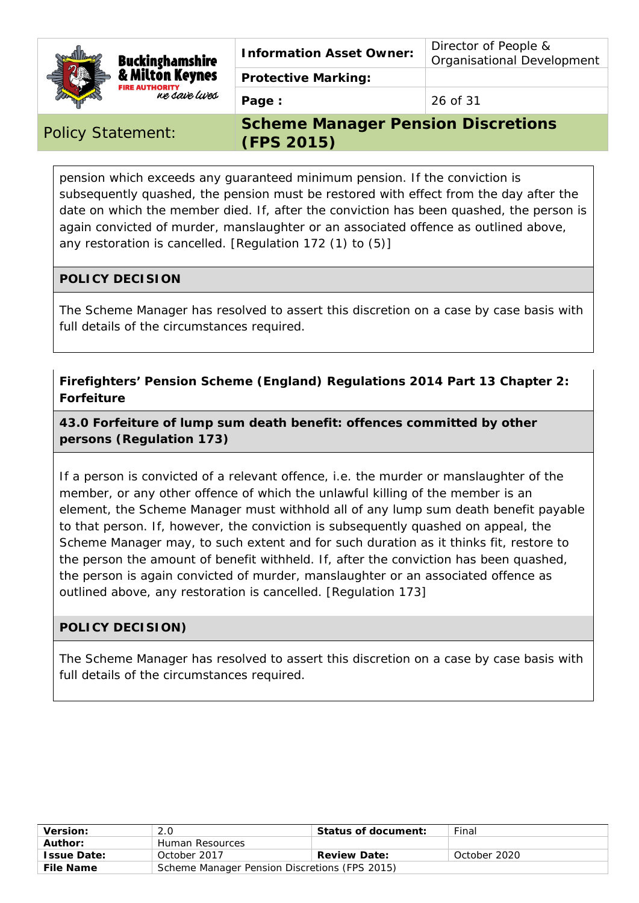pension which exceeds any guaranteed minimum pension. If the conviction is subsequently quashed, the pension must be restored with effect from the day after the date on which the member died. If, after the conviction has been quashed, the person is again convicted of murder, manslaughter or an associated offence as outlined above, any restoration is cancelled. [Regulation 172 (1) to (5)]

**POLICY DECISION**

The Scheme Manager has resolved to assert this discretion on a case by case basis with full details of the circumstances required.

**Firefighters' Pension Scheme (England) Regulations 2014 Part 13 Chapter 2: Forfeiture**

**43.0 Forfeiture of lump sum death benefit: offences committed by other persons (Regulation 173)**

If a person is convicted of a relevant offence, i.e. the murder or manslaughter of the member, or any other offence of which the unlawful killing of the member is an element, the Scheme Manager must withhold all of any lump sum death benefit payable to that person. If, however, the conviction is subsequently quashed on appeal, the Scheme Manager may, to such extent and for such duration as it thinks fit, restore to the person the amount of benefit withheld. If, after the conviction has been quashed, the person is again convicted of murder, manslaughter or an associated offence as outlined above, any restoration is cancelled. [Regulation 173]

**POLICY DECISION)**

The Scheme Manager has resolved to assert this discretion on a case by case basis with full details of the circumstances required.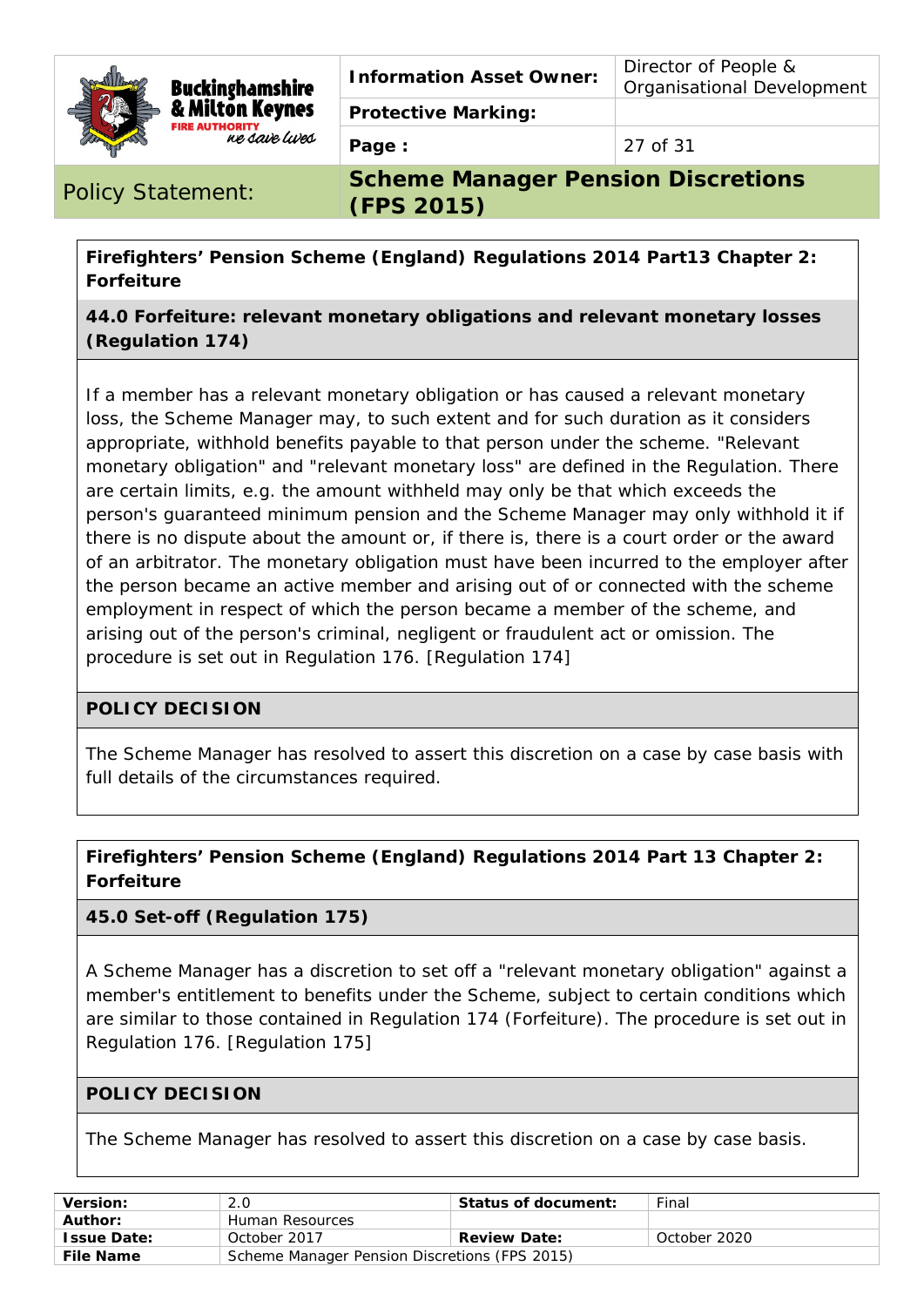**Firefighters' Pension Scheme (England) Regulations 2014 Part13 Chapter 2: Forfeiture**

**44.0 Forfeiture: relevant monetary obligations and relevant monetary losses (Regulation 174)**

If a member has a relevant monetary obligation or has caused a relevant monetary loss, the Scheme Manager may, to such extent and for such duration as it considers appropriate, withhold benefits payable to that person under the scheme. "Relevant monetary obligation" and "relevant monetary loss" are defined in the Regulation. There are certain limits, e.g. the amount withheld may only be that which exceeds the person's guaranteed minimum pension and the Scheme Manager may only withhold it if there is no dispute about the amount or, if there is, there is a court order or the award of an arbitrator. The monetary obligation must have been incurred to the employer after the person became an active member and arising out of or connected with the scheme employment in respect of which the person became a member of the scheme, and arising out of the person's criminal, negligent or fraudulent act or omission. The procedure is set out in Regulation 176. [Regulation 174]

**POLICY DECISION**

The Scheme Manager has resolved to assert this discretion on a case by case basis with full details of the circumstances required.

**Firefighters' Pension Scheme (England) Regulations 2014 Part 13 Chapter 2: Forfeiture**

**45.0 Set-off (Regulation 175)**

A Scheme Manager has a discretion to set off a "relevant monetary obligation" against a member's entitlement to benefits under the Scheme, subject to certain conditions which are similar to those contained in Regulation 174 (Forfeiture). The procedure is set out in Regulation 176. [Regulation 175]

**POLICY DECISION**

The Scheme Manager has resolved to assert this discretion on a case by case basis.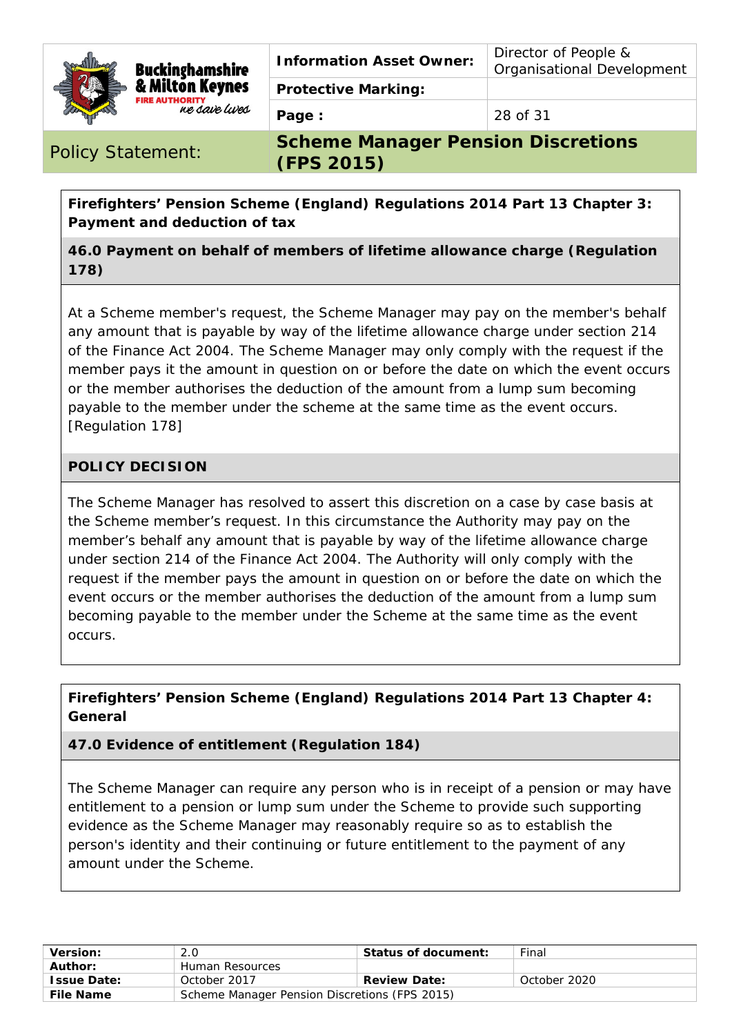**Firefighters' Pension Scheme (England) Regulations 2014 Part 13 Chapter 3: Payment and deduction of tax**

### 46.0 Payment on behalf of members of lifetime allowance charge (Regulation 178)

At a Scheme member's request, the Scheme Manager may pay on the member's behalf any amount that is payable by way of the lifetime allowance charge under section 214 of the Finance Act 2004. The Scheme Manager may only comply with the request if the member pays it the amount in question on or before the date on which the event occurs or the member authorises the deduction of the amount from a lump sum becoming payable to the member under the scheme at the same time as the event occurs. [Regulation 178]

**POLICY DECISION**

The Scheme Manager has resolved to assert this discretion on a case by case basis at the Scheme member's request. In this circumstance the Authority may pay on the member's behalf any amount that is payable by way of the lifetime allowance charge under section 214 of the Finance Act 2004. The Authority will only comply with the request if the member pays the amount in question on or before the date on which the event occurs or the member authorises the deduction of the amount from a lump sum becoming payable to the member under the Scheme at the same time as the event occurs.

**Firefighters' Pension Scheme (England) Regulations 2014 Part 13 Chapter 4: General**

### 47.0 Evidence of entitlement (Regulation 184)

The Scheme Manager can require any person who is in receipt of a pension or may have entitlement to a pension or lump sum under the Scheme to provide such supporting evidence as the Scheme Manager may reasonably require so as to establish the person's identity and their continuing or future entitlement to the payment of any amount under the Scheme.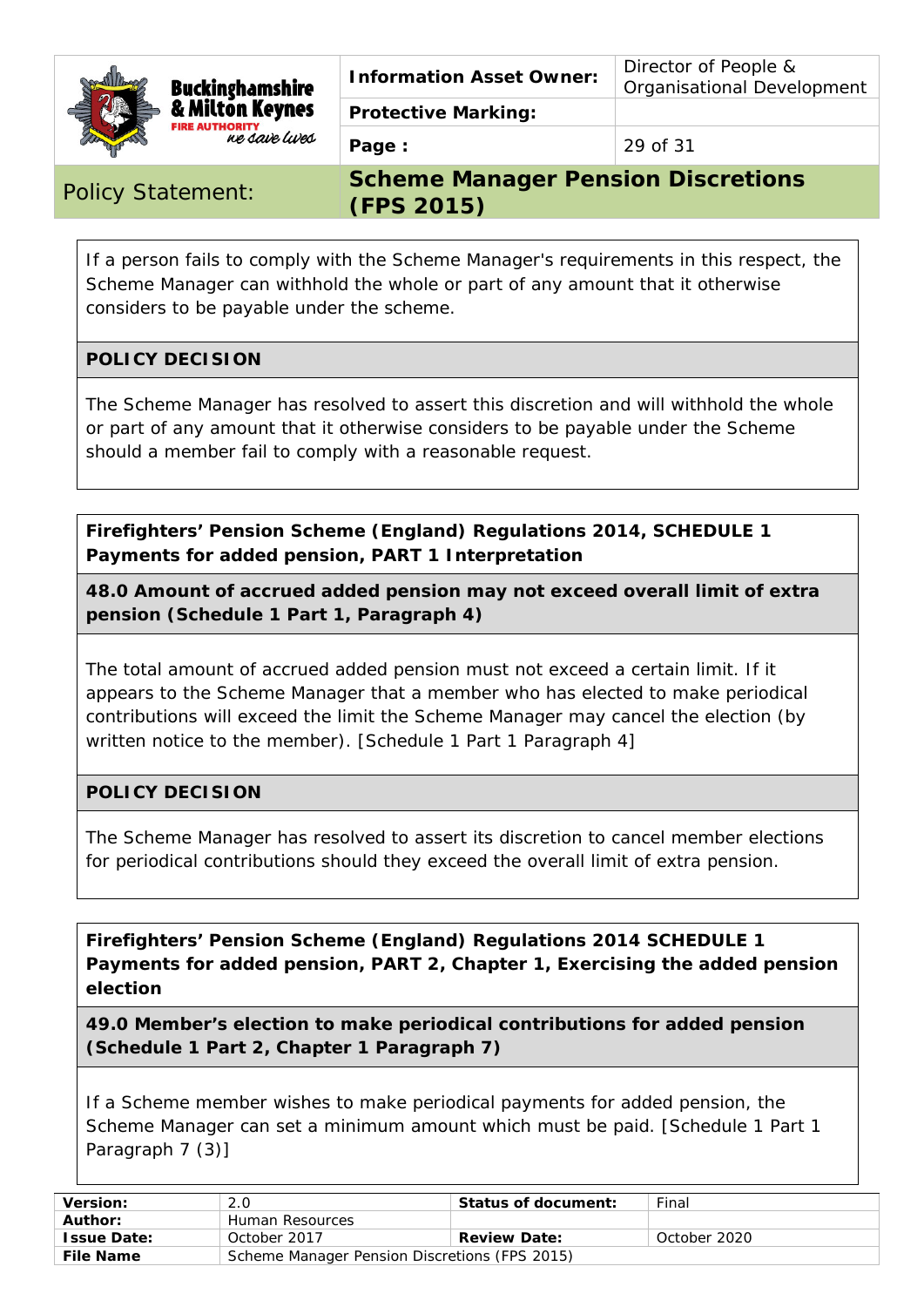If a person fails to comply with the Scheme Manager's requirements in this respect, the Scheme Manager can withhold the whole or part of any amount that it otherwise considers to be payable under the scheme.

**POLICY DECISION**

The Scheme Manager has resolved to assert this discretion and will withhold the whole or part of any amount that it otherwise considers to be payable under the Scheme should a member fail to comply with a reasonable request.

**Firefighters' Pension Scheme (England) Regulations 2014, SCHEDULE 1 Payments for added pension, PART 1 Interpretation**

**48.0 Amount of accrued added pension may not exceed overall limit of extra pension (Schedule 1 Part 1, Paragraph 4)**

The total amount of accrued added pension must not exceed a certain limit. If it appears to the Scheme Manager that a member who has elected to make periodical contributions will exceed the limit the Scheme Manager may cancel the election (by written notice to the member). [Schedule 1 Part 1 Paragraph 4]

**POLICY DECISION**

The Scheme Manager has resolved to assert its discretion to cancel member elections for periodical contributions should they exceed the overall limit of extra pension.

**Firefighters' Pension Scheme (England) Regulations 2014 SCHEDULE 1 Payments for added pension, PART 2, Chapter 1, Exercising the added pension election**

**49.0 Member's election to make periodical contributions for added pension (Schedule 1 Part 2, Chapter 1 Paragraph 7)**

If a Scheme member wishes to make periodical payments for added pension, the Scheme Manager can set a minimum amount which must be paid. [Schedule 1 Part 1 Paragraph 7 (3)]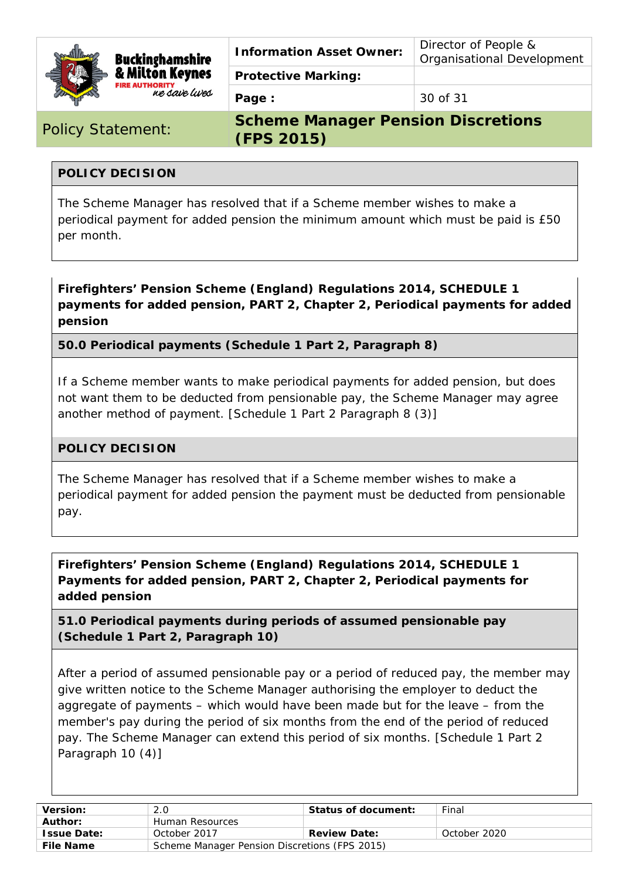**POLICY DECISION**

The Scheme Manager has resolved that if a Scheme member wishes to make a periodical payment for added pension the minimum amount which must be paid is £50 per month.

**Firefighters' Pension Scheme (England) Regulations 2014, SCHEDULE 1 payments for added pension, PART 2, Chapter 2, Periodical payments for added pension**

**50.0 Periodical payments (Schedule 1 Part 2, Paragraph 8)**

If a Scheme member wants to make periodical payments for added pension, but does not want them to be deducted from pensionable pay, the Scheme Manager may agree another method of payment. [Schedule 1 Part 2 Paragraph 8 (3)]

**POLICY DECISION**

The Scheme Manager has resolved that if a Scheme member wishes to make a periodical payment for added pension the payment must be deducted from pensionable pay.

**Firefighters' Pension Scheme (England) Regulations 2014, SCHEDULE 1 Payments for added pension, PART 2, Chapter 2, Periodical payments for added pension**

**51.0 Periodical payments during periods of assumed pensionable pay (Schedule 1 Part 2, Paragraph 10)**

After a period of assumed pensionable pay or a period of reduced pay, the member may give written notice to the Scheme Manager authorising the employer to deduct the aggregate of payments – which would have been made but for the leave – from the member's pay during the period of six months from the end of the period of reduced pay. The Scheme Manager can extend this period of six months. [Schedule 1 Part 2 Paragraph 10 (4)]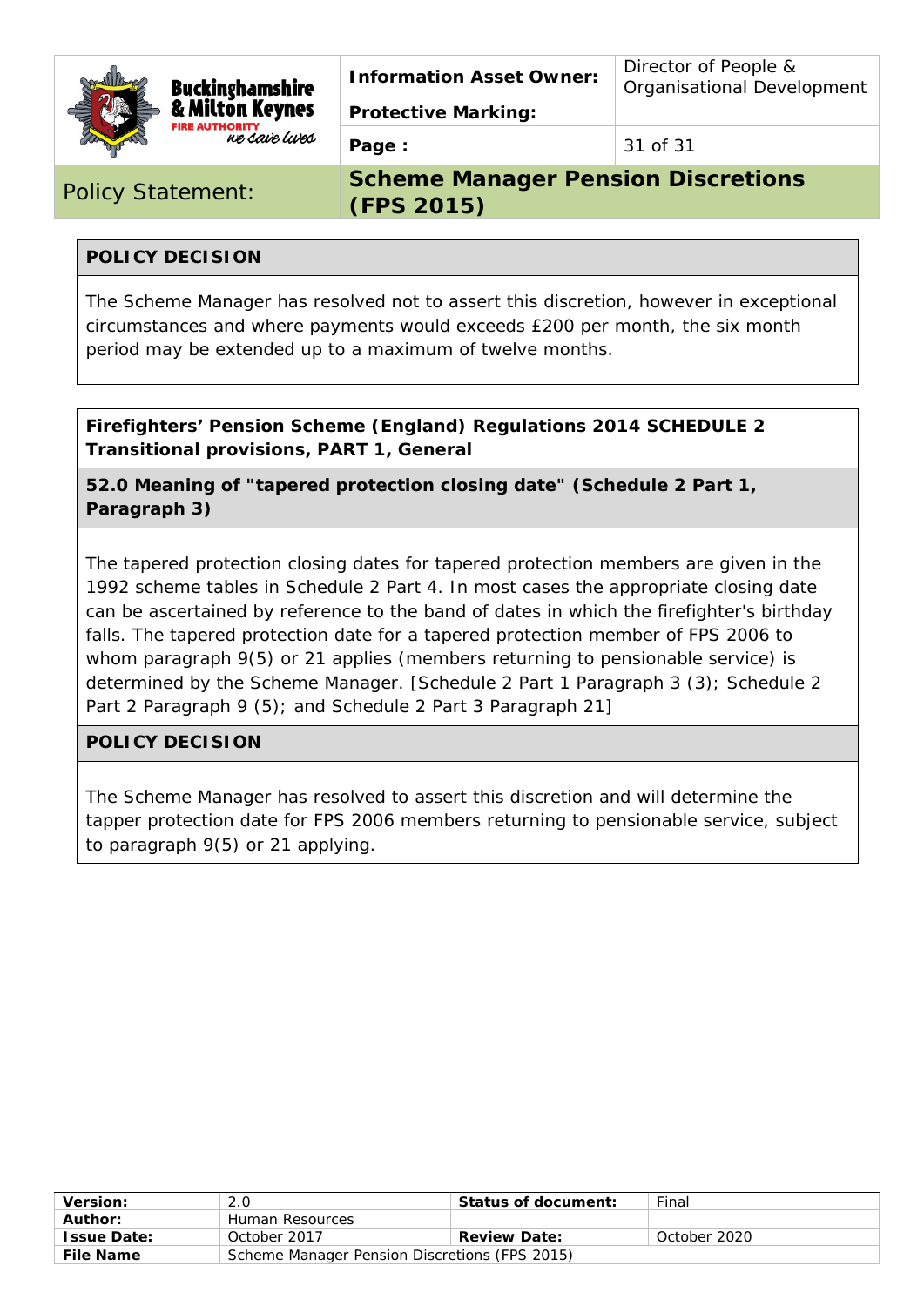**POLICY DECISION**

The Scheme Manager has resolved not to assert this discretion, however in exceptional circumstances and where payments would exceeds £200 per month, the six month period may be extended up to a maximum of twelve months.

**Firefighters' Pension Scheme (England) Regulations 2014 SCHEDULE 2 Transitional provisions, PART 1, General**

**52.0 Meaning of "tapered protection closing date" (Schedule 2 Part 1, Paragraph 3)**

The tapered protection closing dates for tapered protection members are given in the 1992 scheme tables in Schedule 2 Part 4. In most cases the appropriate closing date can be ascertained by reference to the band of dates in which the firefighter's birthday falls. The tapered protection date for a tapered protection member of FPS 2006 to whom paragraph 9(5) or 21 applies (members returning to pensionable service) is determined by the Scheme Manager. [Schedule 2 Part 1 Paragraph 3 (3); Schedule 2 Part 2 Paragraph 9 (5); and Schedule 2 Part 3 Paragraph 21]

**POLICY DECISION**

The Scheme Manager has resolved to assert this discretion and will determine the tapper protection date for FPS 2006 members returning to pensionable service, subject to paragraph 9(5) or 21 applying.